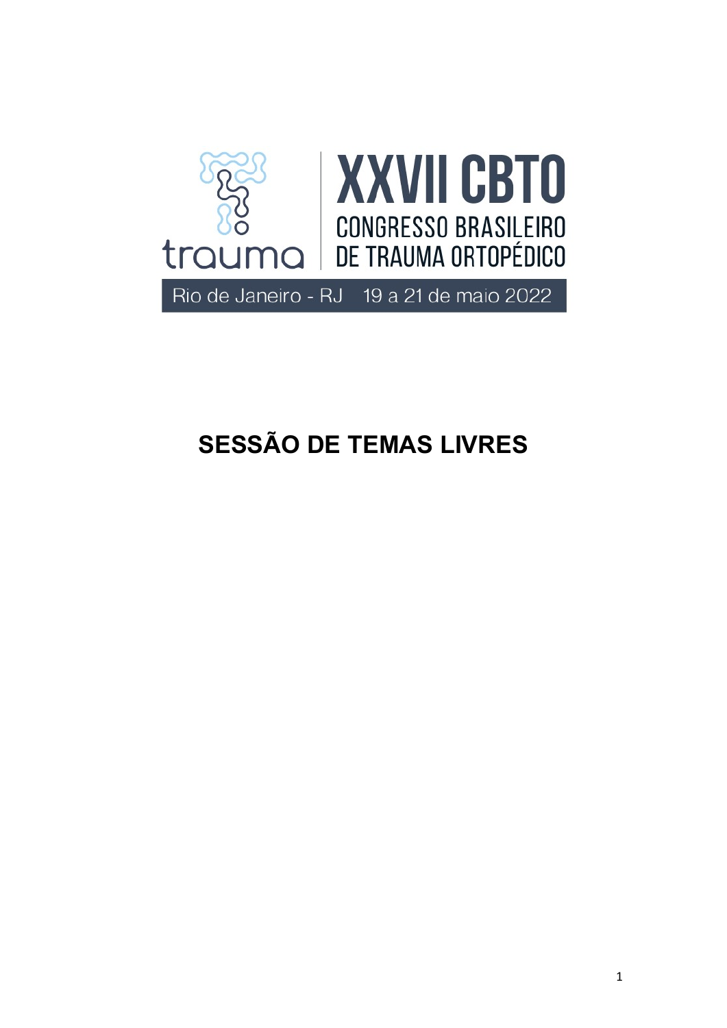trauma

# XXVII CBTO

CONGRESSO BRASILEIRO DE TRAUMA ORTOPÉDICO

Rio de Janeiro - RJ 19 a 21 de maio 2022

# SESSÃO DE TEMAS LIVRES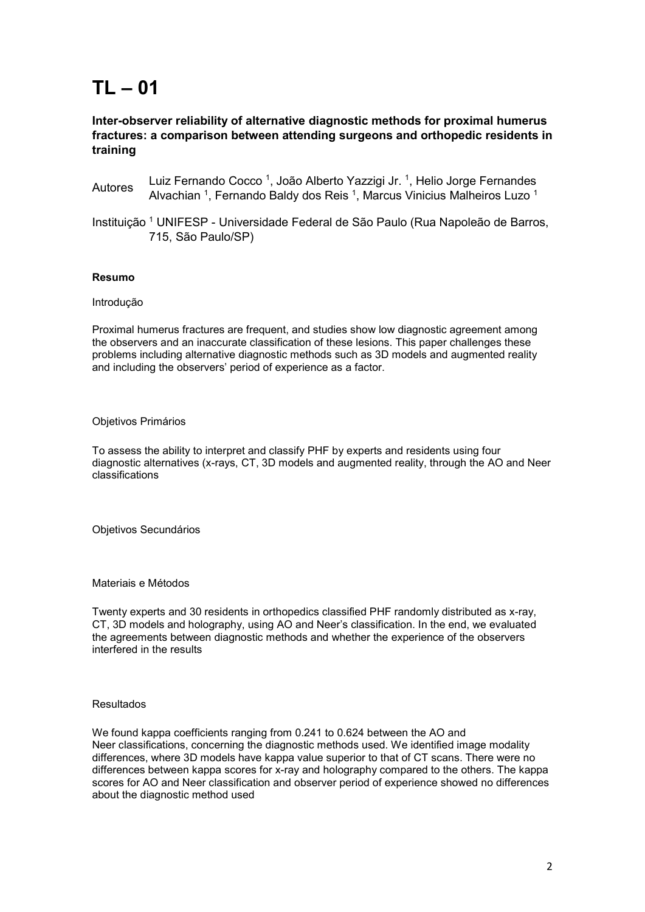# TL – 01

**Inter-observer reliability of alternative diagnostic methods for proximal humerus fractures: a comparison between attending surgeons and orthopedic residents in training**

Autores Luiz Fernando Cocco [1], João Alberto Yazzigi Jr. [1], Helio Jorge Fernandes Alvachian [1], Fernando Baldy dos Reis [1], Marcus Vinicius Malheiros Luzo [1]

Instituição [1] UNIFESP - Universidade Federal de São Paulo (Rua Napoleão de Barros, 715, São Paulo/SP)

**Resumo**

Introdução

Proximal humerus fractures are frequent, and studies show low diagnostic agreement among the observers and an inaccurate classification of these lesions. This paper challenges these problems including alternative diagnostic methods such as 3D models and augmented reality and including the observers' period of experience as a factor.

Objetivos Primários

To assess the ability to interpret and classify PHF by experts and residents using four diagnostic alternatives (x-rays, CT, 3D models and augmented reality, through the AO and Neer classifications

Objetivos Secundários

Materiais e Métodos

Twenty experts and 30 residents in orthopedics classified PHF randomly distributed as x-ray, CT, 3D models and holography, using AO and Neer's classification. In the end, we evaluated the agreements between diagnostic methods and whether the experience of the observers interfered in the results

Resultados

We found kappa coefficients ranging from 0.241 to 0.624 between the AO and Neer classifications, concerning the diagnostic methods used. We identified image modality differences, where 3D models have kappa value superior to that of CT scans. There were no differences between kappa scores for x-ray and holography compared to the others. The kappa scores for AO and Neer classification and observer period of experience showed no differences about the diagnostic method used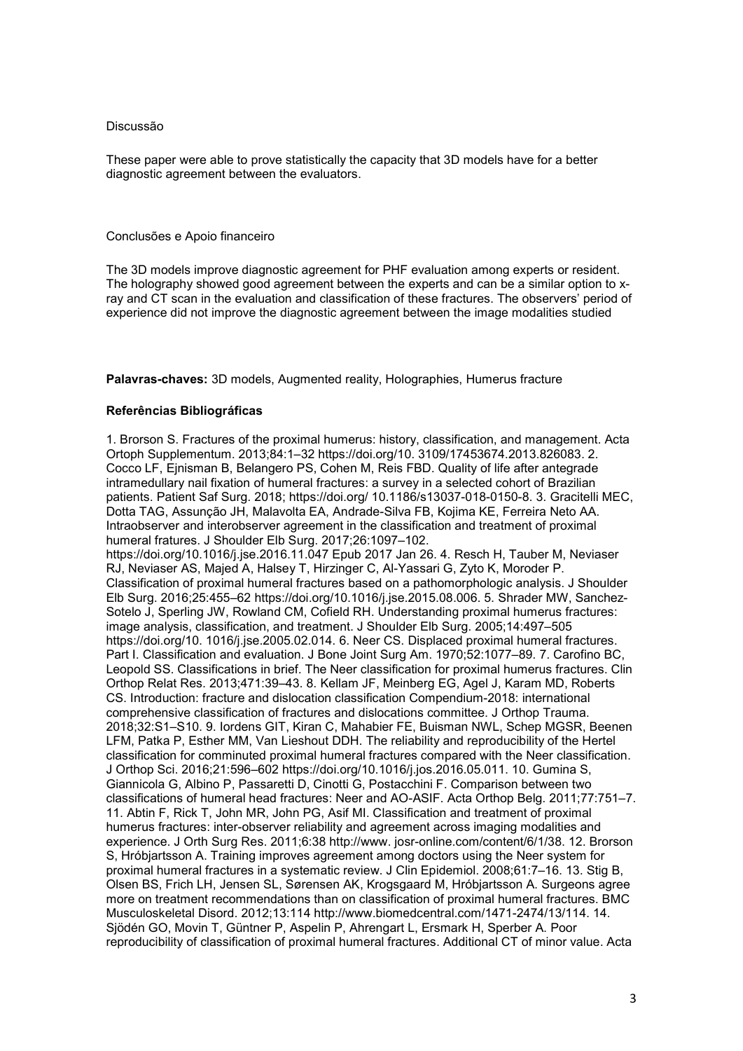Discussão

These paper were able to prove statistically the capacity that 3D models have for a better diagnostic agreement between the evaluators.

Conclusões e Apoio financeiro

The 3D models improve diagnostic agreement for PHF evaluation among experts or resident. The holography showed good agreement between the experts and can be a similar option to x-ray and CT scan in the evaluation and classification of these fractures. The observers' period of experience did not improve the diagnostic agreement between the image modalities studied

**Palavras-chaves:** 3D models, Augmented reality, Holographies, Humerus fracture

**Referências Bibliográficas**

1. Brorson S. Fractures of the proximal humerus: history, classification, and management. Acta Ortoph Supplementum. 2013;84:1–32 https://doi.org/10. 3109/17453674.2013.826083. 2. Cocco LF, Ejnisman B, Belangero PS, Cohen M, Reis FBD. Quality of life after antegrade intramedullary nail fixation of humeral fractures: a survey in a selected cohort of Brazilian patients. Patient Saf Surg. 2018; https://doi.org/ 10.1186/s13037-018-0150-8. 3. Gracitelli MEC, Dotta TAG, Assunção JH, Malavolta EA, Andrade-Silva FB, Kojima KE, Ferreira Neto AA. Intraobserver and interobserver agreement in the classification and treatment of proximal humeral fratures. J Shoulder Elb Surg. 2017;26:1097–102. https://doi.org/10.1016/j.jse.2016.11.047 Epub 2017 Jan 26. 4. Resch H, Tauber M, Neviaser RJ, Neviaser AS, Majed A, Halsey T, Hirzinger C, Al-Yassari G, Zyto K, Moroder P. Classification of proximal humeral fractures based on a pathomorphologic analysis. J Shoulder Elb Surg. 2016;25:455–62 https://doi.org/10.1016/j.jse.2015.08.006. 5. Shrader MW, Sanchez-Sotelo J, Sperling JW, Rowland CM, Cofield RH. Understanding proximal humerus fractures: image analysis, classification, and treatment. J Shoulder Elb Surg. 2005;14:497–505 https://doi.org/10. 1016/j.jse.2005.02.014. 6. Neer CS. Displaced proximal humeral fractures. Part I. Classification and evaluation. J Bone Joint Surg Am. 1970;52:1077–89. 7. Carofino BC, Leopold SS. Classifications in brief. The Neer classification for proximal humerus fractures. Clin Orthop Relat Res. 2013;471:39–43. 8. Kellam JF, Meinberg EG, Agel J, Karam MD, Roberts CS. Introduction: fracture and dislocation classification Compendium-2018: international comprehensive classification of fractures and dislocations committee. J Orthop Trauma. 2018;32:S1–S10. 9. Iordens GIT, Kiran C, Mahabier FE, Buisman NWL, Schep MGSR, Beenen LFM, Patka P, Esther MM, Van Lieshout DDH. The reliability and reproducibility of the Hertel classification for comminuted proximal humeral fractures compared with the Neer classification. J Orthop Sci. 2016;21:596–602 https://doi.org/10.1016/j.jos.2016.05.011. 10. Gumina S, Giannicola G, Albino P, Passaretti D, Cinotti G, Postacchini F. Comparison between two classifications of humeral head fractures: Neer and AO-ASIF. Acta Orthop Belg. 2011;77:751–7. 11. Abtin F, Rick T, John MR, John PG, Asif MI. Classification and treatment of proximal humerus fractures: inter-observer reliability and agreement across imaging modalities and experience. J Orth Surg Res. 2011;6:38 http://www. josr-online.com/content/6/1/38. 12. Brorson S, Hróbjartsson A. Training improves agreement among doctors using the Neer system for proximal humeral fractures in a systematic review. J Clin Epidemiol. 2008;61:7–16. 13. Stig B, Olsen BS, Frich LH, Jensen SL, Sørensen AK, Krogsgaard M, Hróbjartsson A. Surgeons agree more on treatment recommendations than on classification of proximal humeral fractures. BMC Musculoskeletal Disord. 2012;13:114 http://www.biomedcentral.com/1471-2474/13/114. 14. Sjödén GO, Movin T, Güntner P, Aspelin P, Ahrengart L, Ersmark H, Sperber A. Poor reproducibility of classification of proximal humeral fractures. Additional CT of minor value. Acta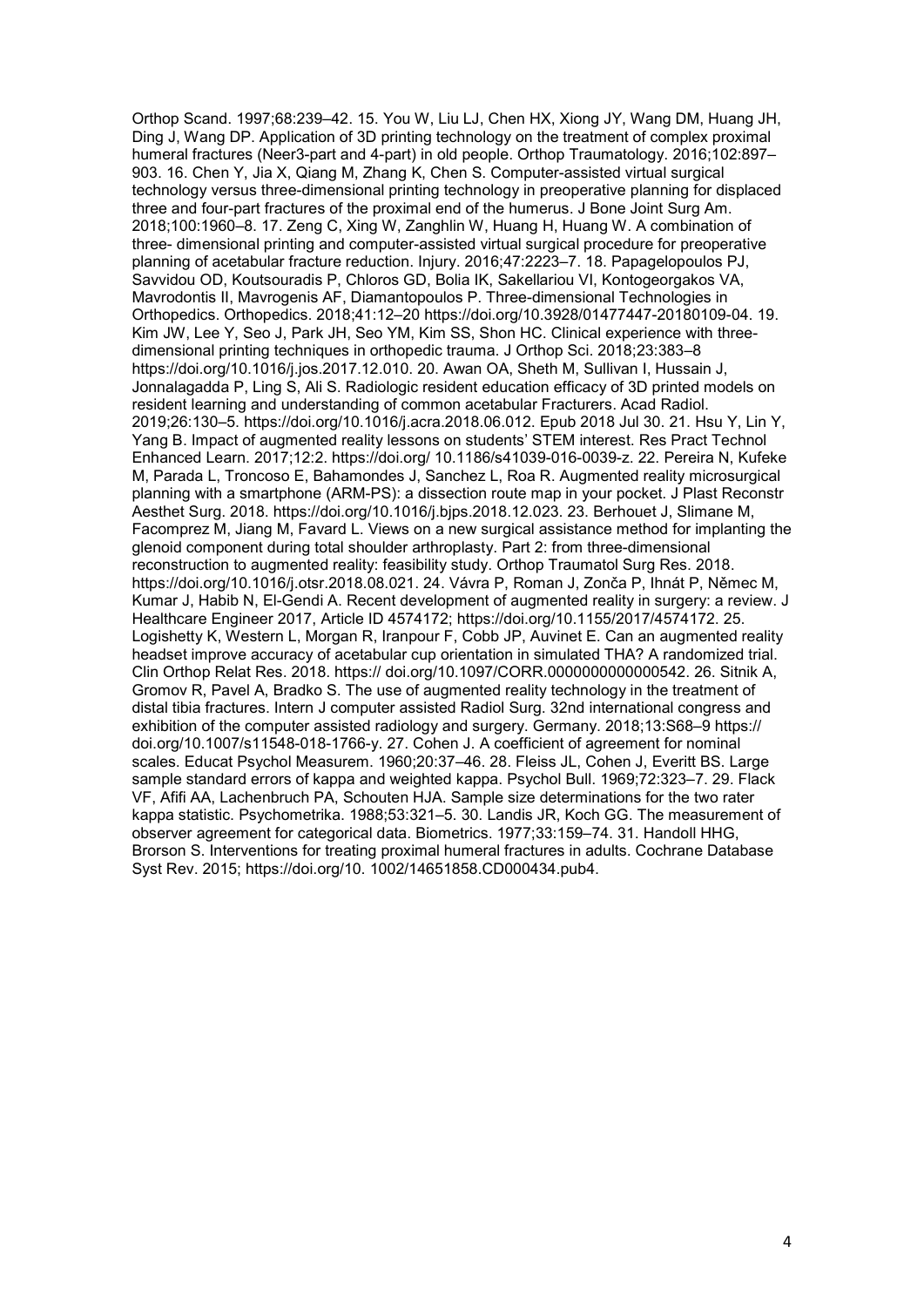Orthop Scand. 1997;68:239–42. 15. You W, Liu LJ, Chen HX, Xiong JY, Wang DM, Huang JH, Ding J, Wang DP. Application of 3D printing technology on the treatment of complex proximal humeral fractures (Neer3-part and 4-part) in old people. Orthop Traumatology. 2016;102:897–903. 16. Chen Y, Jia X, Qiang M, Zhang K, Chen S. Computer-assisted virtual surgical technology versus three-dimensional printing technology in preoperative planning for displaced three and four-part fractures of the proximal end of the humerus. J Bone Joint Surg Am. 2018;100:1960–8. 17. Zeng C, Xing W, Zanghlin W, Huang H, Huang W. A combination of three- dimensional printing and computer-assisted virtual surgical procedure for preoperative planning of acetabular fracture reduction. Injury. 2016;47:2223–7. 18. Papagelopoulos PJ, Savvidou OD, Koutsouradis P, Chloros GD, Bolia IK, Sakellariou VI, Kontogeorgakos VA, Mavrodontis II, Mavrogenis AF, Diamantopoulos P. Three-dimensional Technologies in Orthopedics. Orthopedics. 2018;41:12–20 https://doi.org/10.3928/01477447-20180109-04. 19. Kim JW, Lee Y, Seo J, Park JH, Seo YM, Kim SS, Shon HC. Clinical experience with three-dimensional printing techniques in orthopedic trauma. J Orthop Sci. 2018;23:383–8 https://doi.org/10.1016/j.jos.2017.12.010. 20. Awan OA, Sheth M, Sullivan I, Hussain J, Jonnalagadda P, Ling S, Ali S. Radiologic resident education efficacy of 3D printed models on resident learning and understanding of common acetabular Fracturers. Acad Radiol. 2019;26:130–5. https://doi.org/10.1016/j.acra.2018.06.012. Epub 2018 Jul 30. 21. Hsu Y, Lin Y, Yang B. Impact of augmented reality lessons on students' STEM interest. Res Pract Technol Enhanced Learn. 2017;12:2. https://doi.org/ 10.1186/s41039-016-0039-z. 22. Pereira N, Kufeke M, Parada L, Troncoso E, Bahamondes J, Sanchez L, Roa R. Augmented reality microsurgical planning with a smartphone (ARM-PS): a dissection route map in your pocket. J Plast Reconstr Aesthet Surg. 2018. https://doi.org/10.1016/j.bjps.2018.12.023. 23. Berhouet J, Slimane M, Facomprez M, Jiang M, Favard L. Views on a new surgical assistance method for implanting the glenoid component during total shoulder arthroplasty. Part 2: from three-dimensional reconstruction to augmented reality: feasibility study. Orthop Traumatol Surg Res. 2018. https://doi.org/10.1016/j.otsr.2018.08.021. 24. Vávra P, Roman J, Zonča P, Ihnát P, Němec M, Kumar J, Habib N, El-Gendi A. Recent development of augmented reality in surgery: a review. J Healthcare Engineer 2017, Article ID 4574172; https://doi.org/10.1155/2017/4574172. 25. Logishetty K, Western L, Morgan R, Iranpour F, Cobb JP, Auvinet E. Can an augmented reality headset improve accuracy of acetabular cup orientation in simulated THA? A randomized trial. Clin Orthop Relat Res. 2018. https:// doi.org/10.1097/CORR.0000000000000542. 26. Sitnik A, Gromov R, Pavel A, Bradko S. The use of augmented reality technology in the treatment of distal tibia fractures. Intern J computer assisted Radiol Surg. 32nd international congress and exhibition of the computer assisted radiology and surgery. Germany. 2018;13:S68–9 https:// doi.org/10.1007/s11548-018-1766-y. 27. Cohen J. A coefficient of agreement for nominal scales. Educat Psychol Measurem. 1960;20:37–46. 28. Fleiss JL, Cohen J, Everitt BS. Large sample standard errors of kappa and weighted kappa. Psychol Bull. 1969;72:323–7. 29. Flack VF, Afifi AA, Lachenbruch PA, Schouten HJA. Sample size determinations for the two rater kappa statistic. Psychometrika. 1988;53:321–5. 30. Landis JR, Koch GG. The measurement of observer agreement for categorical data. Biometrics. 1977;33:159–74. 31. Handoll HHG, Brorson S. Interventions for treating proximal humeral fractures in adults. Cochrane Database Syst Rev. 2015; https://doi.org/10. 1002/14651858.CD000434.pub4.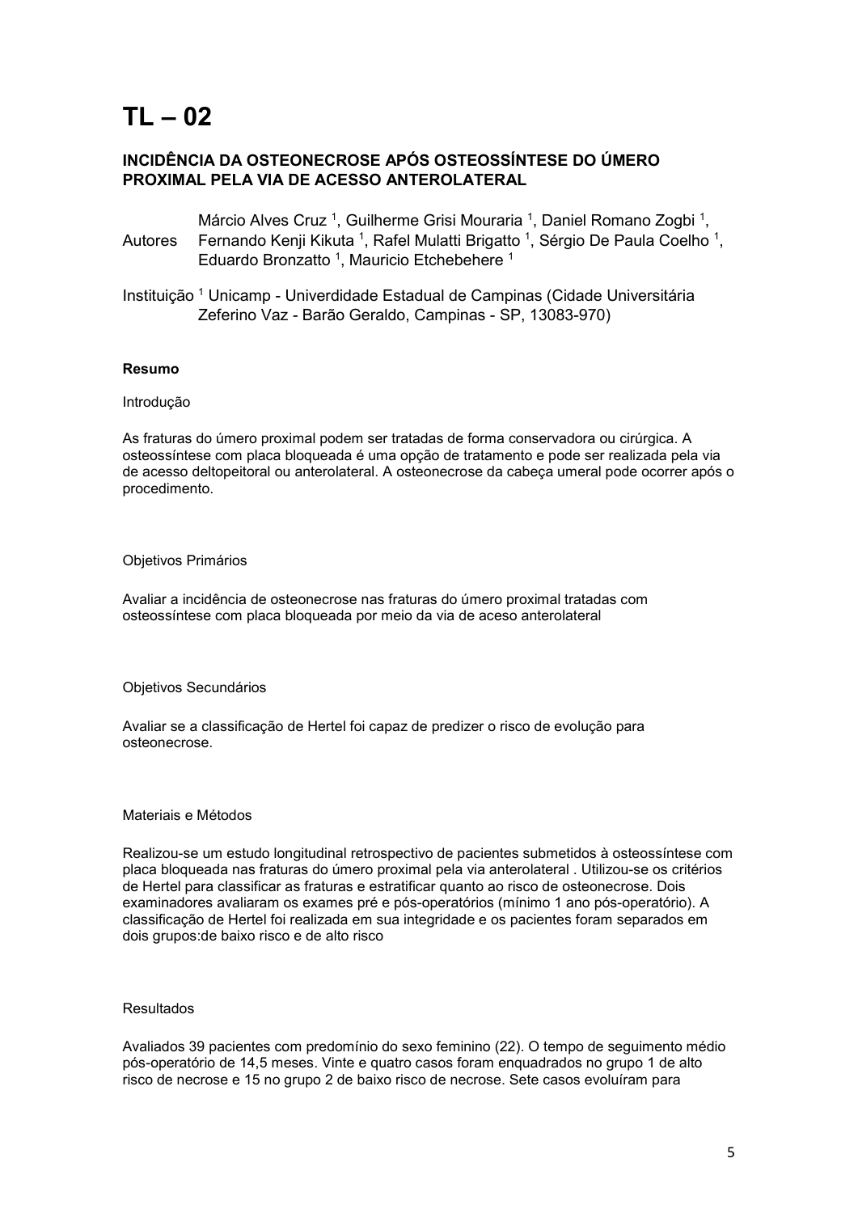# TL – 02

### INCIDÊNCIA DA OSTEONECROSE APÓS OSTEOSSÍNTESE DO ÚMERO PROXIMAL PELA VIA DE ACESSO ANTEROLATERAL

Autores: Márcio Alves Cruz [1], Guilherme Grisi Mouraria [1], Daniel Romano Zogbi [1], Fernando Kenji Kikuta [1], Rafel Mulatti Brigatto [1], Sérgio De Paula Coelho [1], Eduardo Bronzatto [1], Mauricio Etchebehere [1]

Instituição [1] Unicamp - Univerdidade Estadual de Campinas (Cidade Universitária Zeferino Vaz - Barão Geraldo, Campinas - SP, 13083-970)

**Resumo**

Introdução

As fraturas do úmero proximal podem ser tratadas de forma conservadora ou cirúrgica. A osteossíntese com placa bloqueada é uma opção de tratamento e pode ser realizada pela via de acesso deltopeitoral ou anterolateral. A osteonecrose da cabeça umeral pode ocorrer após o procedimento.

Objetivos Primários

Avaliar a incidência de osteonecrose nas fraturas do úmero proximal tratadas com osteossíntese com placa bloqueada por meio da via de aceso anterolateral

Objetivos Secundários

Avaliar se a classificação de Hertel foi capaz de predizer o risco de evolução para osteonecrose.

Materiais e Métodos

Realizou-se um estudo longitudinal retrospectivo de pacientes submetidos à osteossíntese com placa bloqueada nas fraturas do úmero proximal pela via anterolateral . Utilizou-se os critérios de Hertel para classificar as fraturas e estratificar quanto ao risco de osteonecrose. Dois examinadores avaliaram os exames pré e pós-operatórios (mínimo 1 ano pós-operatório). A classificação de Hertel foi realizada em sua integridade e os pacientes foram separados em dois grupos:de baixo risco e de alto risco

Resultados

Avaliados 39 pacientes com predomínio do sexo feminino (22). O tempo de seguimento médio pós-operatório de 14,5 meses. Vinte e quatro casos foram enquadrados no grupo 1 de alto risco de necrose e 15 no grupo 2 de baixo risco de necrose. Sete casos evoluíram para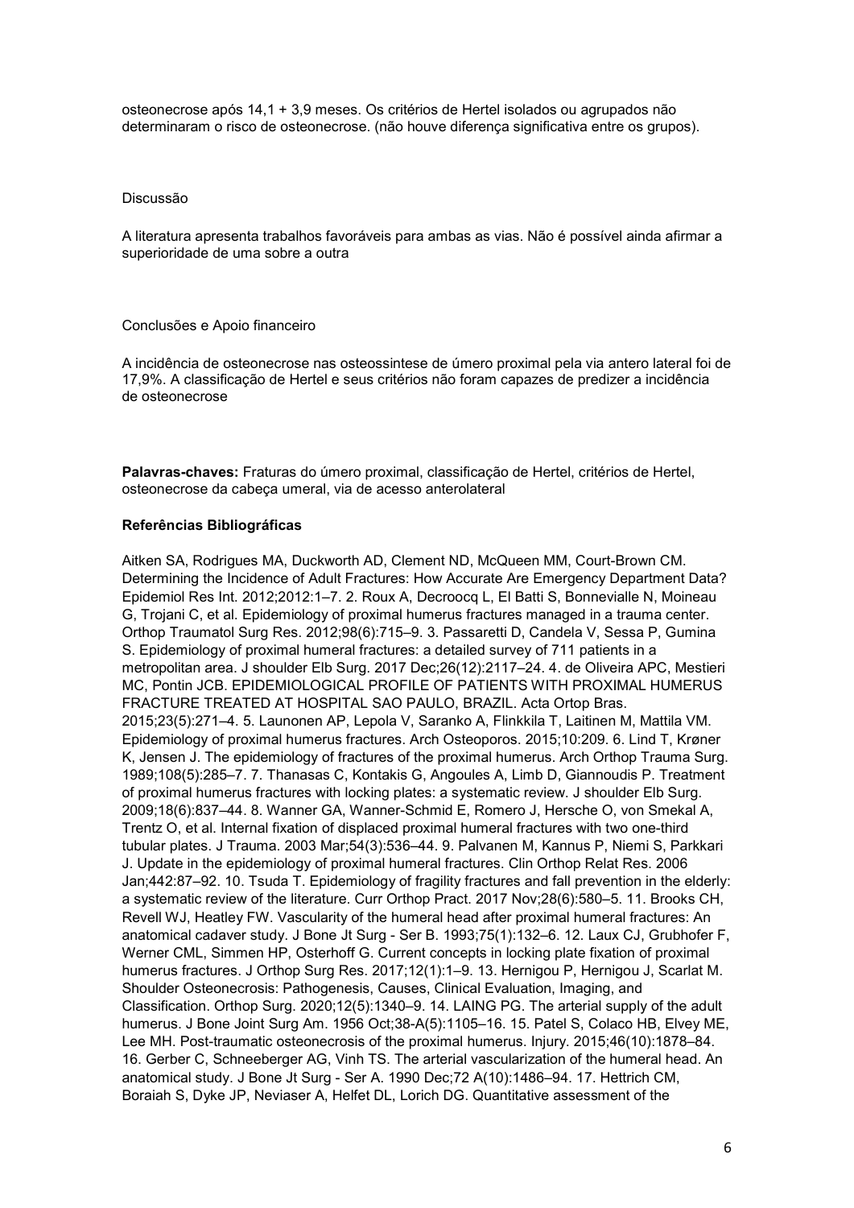osteonecrose após 14,1 + 3,9 meses. Os critérios de Hertel isolados ou agrupados não determinaram o risco de osteonecrose. (não houve diferença significativa entre os grupos).

Discussão

A literatura apresenta trabalhos favoráveis para ambas as vias. Não é possível ainda afirmar a superioridade de uma sobre a outra

Conclusões e Apoio financeiro

A incidência de osteonecrose nas osteossintese de úmero proximal pela via antero lateral foi de 17,9%. A classificação de Hertel e seus critérios não foram capazes de predizer a incidência de osteonecrose

**Palavras-chaves:** Fraturas do úmero proximal, classificação de Hertel, critérios de Hertel, osteonecrose da cabeça umeral, via de acesso anterolateral

**Referências Bibliográficas**

Aitken SA, Rodrigues MA, Duckworth AD, Clement ND, McQueen MM, Court-Brown CM. Determining the Incidence of Adult Fractures: How Accurate Are Emergency Department Data? Epidemiol Res Int. 2012;2012:1–7. 2. Roux A, Decroocq L, El Batti S, Bonnevialle N, Moineau G, Trojani C, et al. Epidemiology of proximal humerus fractures managed in a trauma center. Orthop Traumatol Surg Res. 2012;98(6):715–9. 3. Passaretti D, Candela V, Sessa P, Gumina S. Epidemiology of proximal humeral fractures: a detailed survey of 711 patients in a metropolitan area. J shoulder Elb Surg. 2017 Dec;26(12):2117–24. 4. de Oliveira APC, Mestieri MC, Pontin JCB. EPIDEMIOLOGICAL PROFILE OF PATIENTS WITH PROXIMAL HUMERUS FRACTURE TREATED AT HOSPITAL SAO PAULO, BRAZIL. Acta Ortop Bras. 2015;23(5):271–4. 5. Launonen AP, Lepola V, Saranko A, Flinkkila T, Laitinen M, Mattila VM. Epidemiology of proximal humerus fractures. Arch Osteoporos. 2015;10:209. 6. Lind T, Krøner K, Jensen J. The epidemiology of fractures of the proximal humerus. Arch Orthop Trauma Surg. 1989;108(5):285–7. 7. Thanasas C, Kontakis G, Angoules A, Limb D, Giannoudis P. Treatment of proximal humerus fractures with locking plates: a systematic review. J shoulder Elb Surg. 2009;18(6):837–44. 8. Wanner GA, Wanner-Schmid E, Romero J, Hersche O, von Smekal A, Trentz O, et al. Internal fixation of displaced proximal humeral fractures with two one-third tubular plates. J Trauma. 2003 Mar;54(3):536–44. 9. Palvanen M, Kannus P, Niemi S, Parkkari J. Update in the epidemiology of proximal humeral fractures. Clin Orthop Relat Res. 2006 Jan;442:87–92. 10. Tsuda T. Epidemiology of fragility fractures and fall prevention in the elderly: a systematic review of the literature. Curr Orthop Pract. 2017 Nov;28(6):580–5. 11. Brooks CH, Revell WJ, Heatley FW. Vascularity of the humeral head after proximal humeral fractures: An anatomical cadaver study. J Bone Jt Surg - Ser B. 1993;75(1):132–6. 12. Laux CJ, Grubhofer F, Werner CML, Simmen HP, Osterhoff G. Current concepts in locking plate fixation of proximal humerus fractures. J Orthop Surg Res. 2017;12(1):1–9. 13. Hernigou P, Hernigou J, Scarlat M. Shoulder Osteonecrosis: Pathogenesis, Causes, Clinical Evaluation, Imaging, and Classification. Orthop Surg. 2020;12(5):1340–9. 14. LAING PG. The arterial supply of the adult humerus. J Bone Joint Surg Am. 1956 Oct;38-A(5):1105–16. 15. Patel S, Colaco HB, Elvey ME, Lee MH. Post-traumatic osteonecrosis of the proximal humerus. Injury. 2015;46(10):1878–84. 16. Gerber C, Schneeberger AG, Vinh TS. The arterial vascularization of the humeral head. An anatomical study. J Bone Jt Surg - Ser A. 1990 Dec;72 A(10):1486–94. 17. Hettrich CM, Boraiah S, Dyke JP, Neviaser A, Helfet DL, Lorich DG. Quantitative assessment of the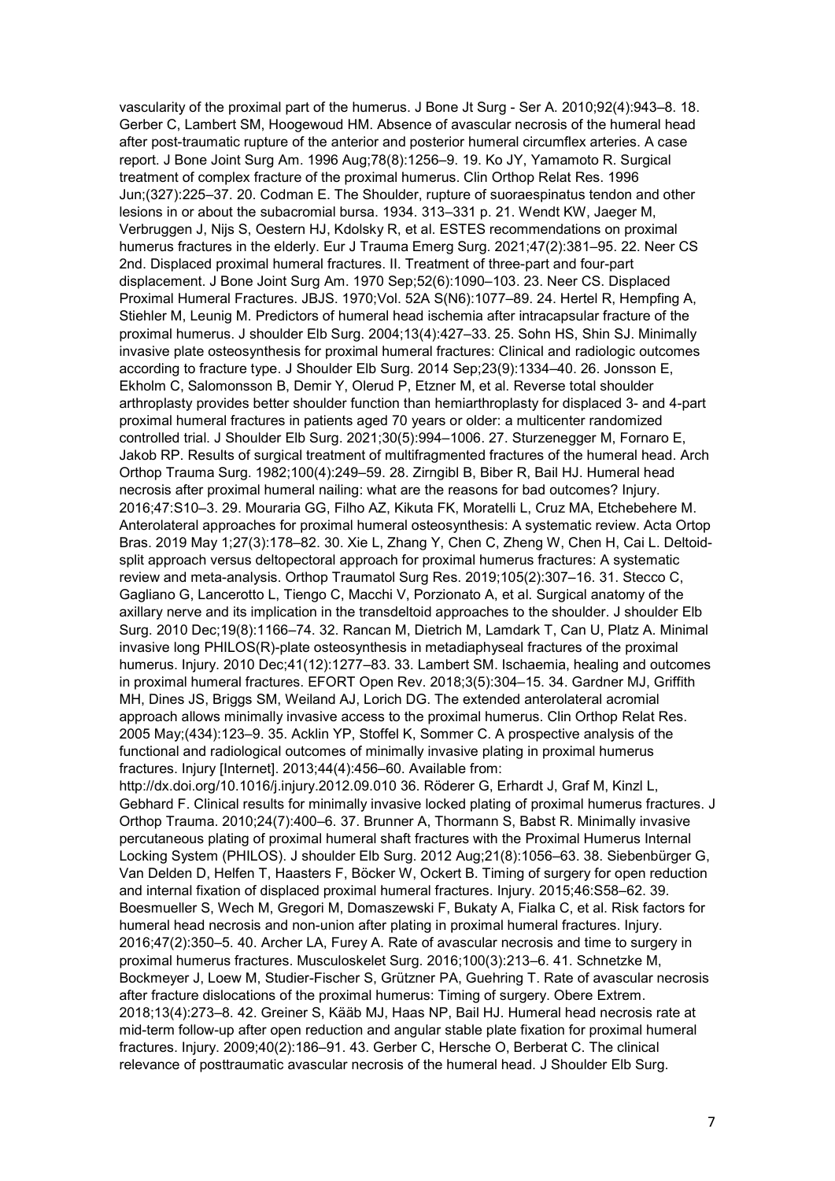vascularity of the proximal part of the humerus. J Bone Jt Surg - Ser A. 2010;92(4):943–8. 18. Gerber C, Lambert SM, Hoogewoud HM. Absence of avascular necrosis of the humeral head after post-traumatic rupture of the anterior and posterior humeral circumflex arteries. A case report. J Bone Joint Surg Am. 1996 Aug;78(8):1256–9. 19. Ko JY, Yamamoto R. Surgical treatment of complex fracture of the proximal humerus. Clin Orthop Relat Res. 1996 Jun;(327):225–37. 20. Codman E. The Shoulder, rupture of suoraespinatus tendon and other lesions in or about the subacromial bursa. 1934. 313–331 p. 21. Wendt KW, Jaeger M, Verbruggen J, Nijs S, Oestern HJ, Kdolsky R, et al. ESTES recommendations on proximal humerus fractures in the elderly. Eur J Trauma Emerg Surg. 2021;47(2):381–95. 22. Neer CS 2nd. Displaced proximal humeral fractures. II. Treatment of three-part and four-part displacement. J Bone Joint Surg Am. 1970 Sep;52(6):1090–103. 23. Neer CS. Displaced Proximal Humeral Fractures. JBJS. 1970;Vol. 52A S(N6):1077–89. 24. Hertel R, Hempfing A, Stiehler M, Leunig M. Predictors of humeral head ischemia after intracapsular fracture of the proximal humerus. J shoulder Elb Surg. 2004;13(4):427–33. 25. Sohn HS, Shin SJ. Minimally invasive plate osteosynthesis for proximal humeral fractures: Clinical and radiologic outcomes according to fracture type. J Shoulder Elb Surg. 2014 Sep;23(9):1334–40. 26. Jonsson E, Ekholm C, Salomonsson B, Demir Y, Olerud P, Etzner M, et al. Reverse total shoulder arthroplasty provides better shoulder function than hemiarthroplasty for displaced 3- and 4-part proximal humeral fractures in patients aged 70 years or older: a multicenter randomized controlled trial. J Shoulder Elb Surg. 2021;30(5):994–1006. 27. Sturzenegger M, Fornaro E, Jakob RP. Results of surgical treatment of multifragmented fractures of the humeral head. Arch Orthop Trauma Surg. 1982;100(4):249–59. 28. Zirngibl B, Biber R, Bail HJ. Humeral head necrosis after proximal humeral nailing: what are the reasons for bad outcomes? Injury. 2016;47:S10–3. 29. Mouraria GG, Filho AZ, Kikuta FK, Moratelli L, Cruz MA, Etchebehere M. Anterolateral approaches for proximal humeral osteosynthesis: A systematic review. Acta Ortop Bras. 2019 May 1;27(3):178–82. 30. Xie L, Zhang Y, Chen C, Zheng W, Chen H, Cai L. Deltoid-split approach versus deltopectoral approach for proximal humerus fractures: A systematic review and meta-analysis. Orthop Traumatol Surg Res. 2019;105(2):307–16. 31. Stecco C, Gagliano G, Lancerotto L, Tiengo C, Macchi V, Porzionato A, et al. Surgical anatomy of the axillary nerve and its implication in the transdeltoid approaches to the shoulder. J shoulder Elb Surg. 2010 Dec;19(8):1166–74. 32. Rancan M, Dietrich M, Lamdark T, Can U, Platz A. Minimal invasive long PHILOS(R)-plate osteosynthesis in metadiaphyseal fractures of the proximal humerus. Injury. 2010 Dec;41(12):1277–83. 33. Lambert SM. Ischaemia, healing and outcomes in proximal humeral fractures. EFORT Open Rev. 2018;3(5):304–15. 34. Gardner MJ, Griffith MH, Dines JS, Briggs SM, Weiland AJ, Lorich DG. The extended anterolateral acromial approach allows minimally invasive access to the proximal humerus. Clin Orthop Relat Res. 2005 May;(434):123–9. 35. Acklin YP, Stoffel K, Sommer C. A prospective analysis of the functional and radiological outcomes of minimally invasive plating in proximal humerus fractures. Injury [Internet]. 2013;44(4):456–60. Available from: http://dx.doi.org/10.1016/j.injury.2012.09.010 36. Röderer G, Erhardt J, Graf M, Kinzl L, Gebhard F. Clinical results for minimally invasive locked plating of proximal humerus fractures. J Orthop Trauma. 2010;24(7):400–6. 37. Brunner A, Thormann S, Babst R. Minimally invasive percutaneous plating of proximal humeral shaft fractures with the Proximal Humerus Internal Locking System (PHILOS). J shoulder Elb Surg. 2012 Aug;21(8):1056–63. 38. Siebenbürger G, Van Delden D, Helfen T, Haasters F, Böcker W, Ockert B. Timing of surgery for open reduction and internal fixation of displaced proximal humeral fractures. Injury. 2015;46:S58–62. 39. Boesmueller S, Wech M, Gregori M, Domaszewski F, Bukaty A, Fialka C, et al. Risk factors for humeral head necrosis and non-union after plating in proximal humeral fractures. Injury. 2016;47(2):350–5. 40. Archer LA, Furey A. Rate of avascular necrosis and time to surgery in proximal humerus fractures. Musculoskelet Surg. 2016;100(3):213–6. 41. Schnetzke M, Bockmeyer J, Loew M, Studier-Fischer S, Grützner PA, Guehring T. Rate of avascular necrosis after fracture dislocations of the proximal humerus: Timing of surgery. Obere Extrem. 2018;13(4):273–8. 42. Greiner S, Kääb MJ, Haas NP, Bail HJ. Humeral head necrosis rate at mid-term follow-up after open reduction and angular stable plate fixation for proximal humeral fractures. Injury. 2009;40(2):186–91. 43. Gerber C, Hersche O, Berberat C. The clinical relevance of posttraumatic avascular necrosis of the humeral head. J Shoulder Elb Surg.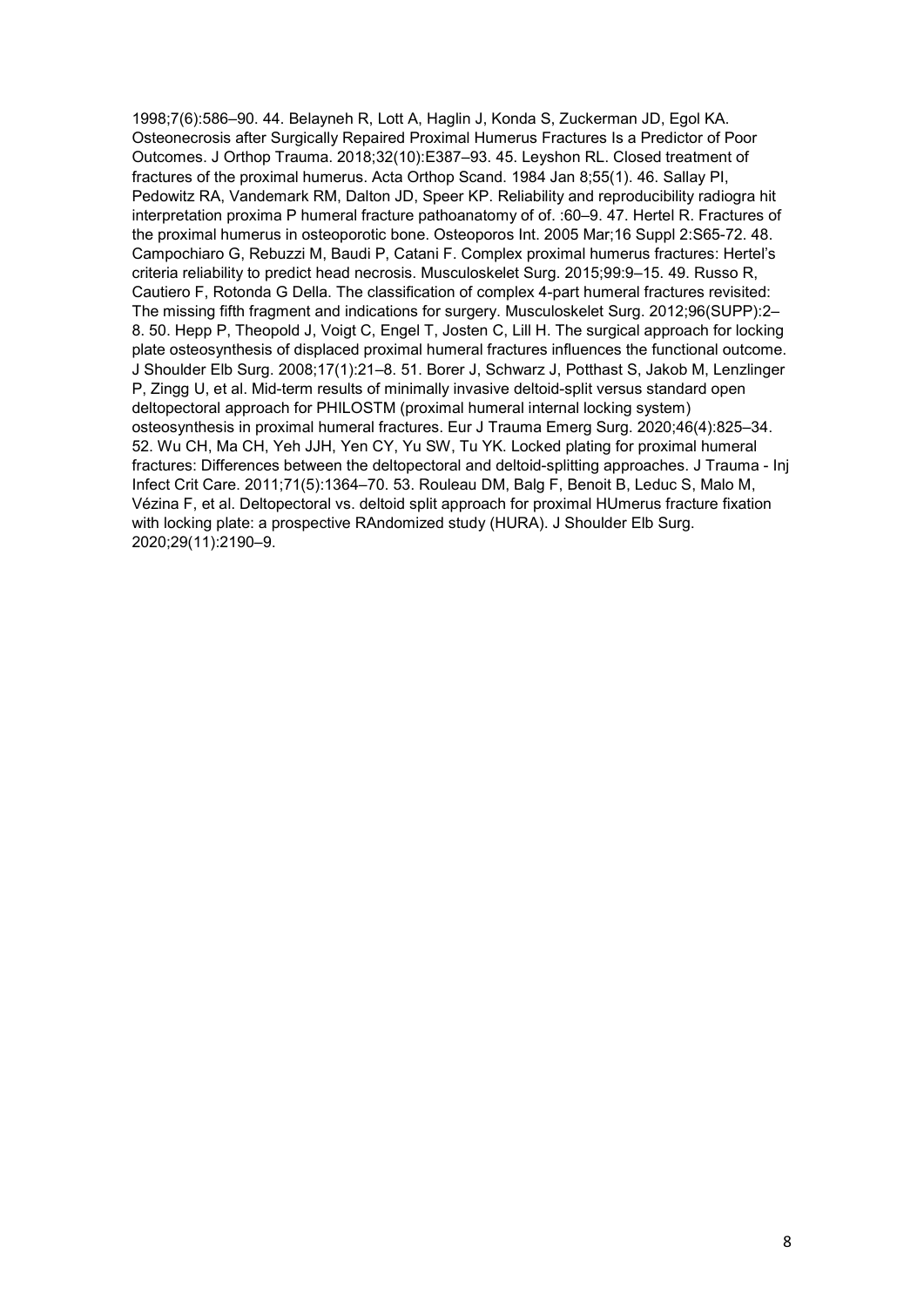1998;7(6):586–90. 44. Belayneh R, Lott A, Haglin J, Konda S, Zuckerman JD, Egol KA. Osteonecrosis after Surgically Repaired Proximal Humerus Fractures Is a Predictor of Poor Outcomes. J Orthop Trauma. 2018;32(10):E387–93. 45. Leyshon RL. Closed treatment of fractures of the proximal humerus. Acta Orthop Scand. 1984 Jan 8;55(1). 46. Sallay PI, Pedowitz RA, Vandemark RM, Dalton JD, Speer KP. Reliability and reproducibility radiogra hit interpretation proxima P humeral fracture pathoanatomy of of. :60–9. 47. Hertel R. Fractures of the proximal humerus in osteoporotic bone. Osteoporos Int. 2005 Mar;16 Suppl 2:S65-72. 48. Campochiaro G, Rebuzzi M, Baudi P, Catani F. Complex proximal humerus fractures: Hertel's criteria reliability to predict head necrosis. Musculoskelet Surg. 2015;99:9–15. 49. Russo R, Cautiero F, Rotonda G Della. The classification of complex 4-part humeral fractures revisited: The missing fifth fragment and indications for surgery. Musculoskelet Surg. 2012;96(SUPP):2–8. 50. Hepp P, Theopold J, Voigt C, Engel T, Josten C, Lill H. The surgical approach for locking plate osteosynthesis of displaced proximal humeral fractures influences the functional outcome. J Shoulder Elb Surg. 2008;17(1):21–8. 51. Borer J, Schwarz J, Potthast S, Jakob M, Lenzlinger P, Zingg U, et al. Mid-term results of minimally invasive deltoid-split versus standard open deltopectoral approach for PHILOSTM (proximal humeral internal locking system) osteosynthesis in proximal humeral fractures. Eur J Trauma Emerg Surg. 2020;46(4):825–34. 52. Wu CH, Ma CH, Yeh JJH, Yen CY, Yu SW, Tu YK. Locked plating for proximal humeral fractures: Differences between the deltopectoral and deltoid-splitting approaches. J Trauma - Inj Infect Crit Care. 2011;71(5):1364–70. 53. Rouleau DM, Balg F, Benoit B, Leduc S, Malo M, Vézina F, et al. Deltopectoral vs. deltoid split approach for proximal HUmerus fracture fixation with locking plate: a prospective RAndomized study (HURA). J Shoulder Elb Surg. 2020;29(11):2190–9.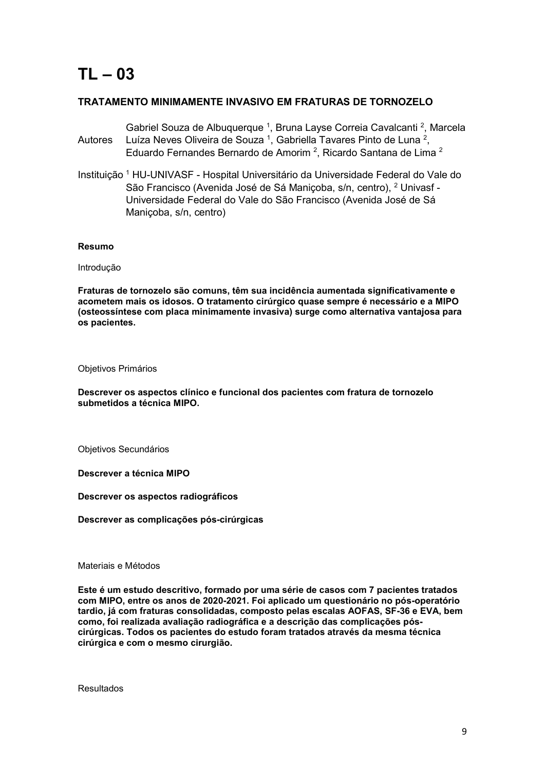# TL – 03

### TRATAMENTO MINIMAMENTE INVASIVO EM FRATURAS DE TORNOZELO

Autores: Gabriel Souza de Albuquerque [1], Bruna Layse Correia Cavalcanti [2], Marcela Luíza Neves Oliveira de Souza [1], Gabriella Tavares Pinto de Luna [2], Eduardo Fernandes Bernardo de Amorim [2], Ricardo Santana de Lima [2]

Instituição: [1] HU-UNIVASF - Hospital Universitário da Universidade Federal do Vale do São Francisco (Avenida José de Sá Maniçoba, s/n, centro), [2] Univasf - Universidade Federal do Vale do São Francisco (Avenida José de Sá Maniçoba, s/n, centro)

**Resumo**

Introdução

**Fraturas de tornozelo são comuns, têm sua incidência aumentada significativamente e acometem mais os idosos. O tratamento cirúrgico quase sempre é necessário e a MIPO (osteossíntese com placa minimamente invasiva) surge como alternativa vantajosa para os pacientes.**

Objetivos Primários

**Descrever os aspectos clínico e funcional dos pacientes com fratura de tornozelo submetidos a técnica MIPO.**

Objetivos Secundários

**Descrever a técnica MIPO**

**Descrever os aspectos radiográficos**

**Descrever as complicações pós-cirúrgicas**

Materiais e Métodos

**Este é um estudo descritivo, formado por uma série de casos com 7 pacientes tratados com MIPO, entre os anos de 2020-2021. Foi aplicado um questionário no pós-operatório tardio, já com fraturas consolidadas, composto pelas escalas AOFAS, SF-36 e EVA, bem como, foi realizada avaliação radiográfica e a descrição das complicações pós-cirúrgicas. Todos os pacientes do estudo foram tratados através da mesma técnica cirúrgica e com o mesmo cirurgião.**

Resultados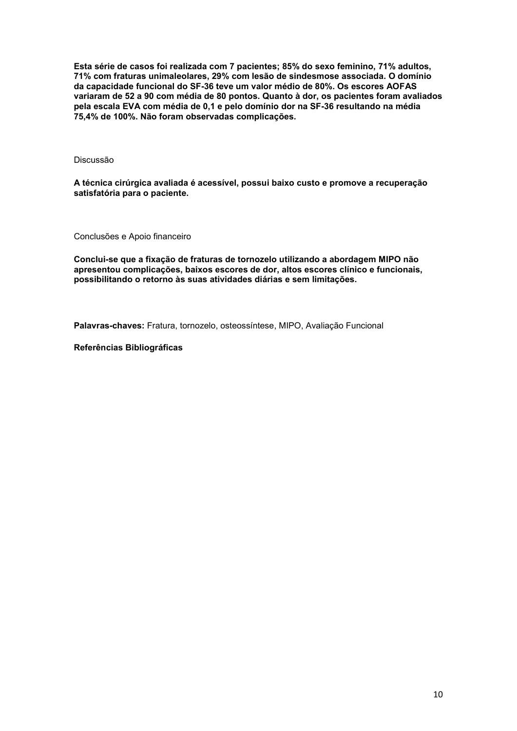**Esta série de casos foi realizada com 7 pacientes; 85% do sexo feminino, 71% adultos, 71% com fraturas unimaleolares, 29% com lesão de sindesmose associada. O domínio da capacidade funcional do SF-36 teve um valor médio de 80%. Os escores AOFAS variaram de 52 a 90 com média de 80 pontos. Quanto à dor, os pacientes foram avaliados pela escala EVA com média de 0,1 e pelo domínio dor na SF-36 resultando na média 75,4% de 100%. Não foram observadas complicações.**

Discussão

**A técnica cirúrgica avaliada é acessível, possui baixo custo e promove a recuperação satisfatória para o paciente.**

Conclusões e Apoio financeiro

**Conclui-se que a fixação de fraturas de tornozelo utilizando a abordagem MIPO não apresentou complicações, baixos escores de dor, altos escores clínico e funcionais, possibilitando o retorno às suas atividades diárias e sem limitações.**

**Palavras-chaves:** Fratura, tornozelo, osteossíntese, MIPO, Avaliação Funcional

**Referências Bibliográficas**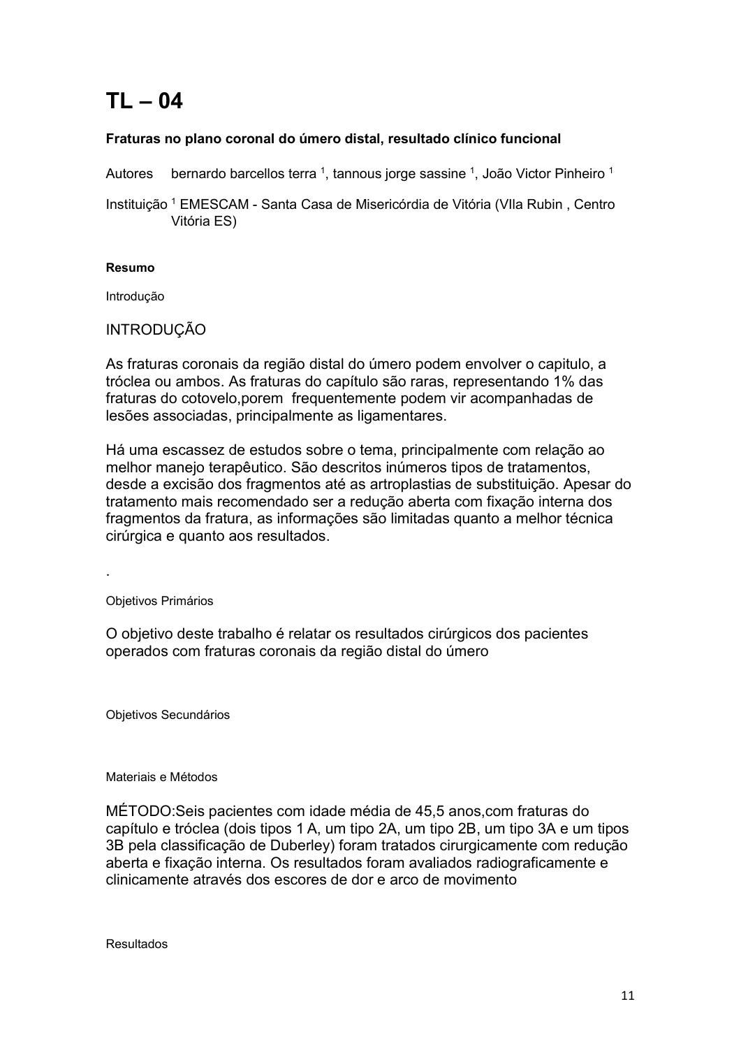# TL – 04

**Fraturas no plano coronal do úmero distal, resultado clínico funcional**

Autores bernardo barcellos terra [1], tannous jorge sassine [1], João Victor Pinheiro [1]

Instituição [1] EMESCAM - Santa Casa de Misericórdia de Vitória (VIla Rubin , Centro Vitória ES)

#### Resumo

Introdução

INTRODUÇÃO

As fraturas coronais da região distal do úmero podem envolver o capitulo, a tróclea ou ambos. As fraturas do capítulo são raras, representando 1% das fraturas do cotovelo,porem frequentemente podem vir acompanhadas de lesões associadas, principalmente as ligamentares.

Há uma escassez de estudos sobre o tema, principalmente com relação ao melhor manejo terapêutico. São descritos inúmeros tipos de tratamentos, desde a excisão dos fragmentos até as artroplastias de substituição. Apesar do tratamento mais recomendado ser a redução aberta com fixação interna dos fragmentos da fratura, as informações são limitadas quanto a melhor técnica cirúrgica e quanto aos resultados.

.

Objetivos Primários

O objetivo deste trabalho é relatar os resultados cirúrgicos dos pacientes operados com fraturas coronais da região distal do úmero

Objetivos Secundários

Materiais e Métodos

MÉTODO:Seis pacientes com idade média de 45,5 anos,com fraturas do capítulo e tróclea (dois tipos 1 A, um tipo 2A, um tipo 2B, um tipo 3A e um tipos 3B pela classificação de Duberley) foram tratados cirurgicamente com redução aberta e fixação interna. Os resultados foram avaliados radiograficamente e clinicamente através dos escores de dor e arco de movimento

Resultados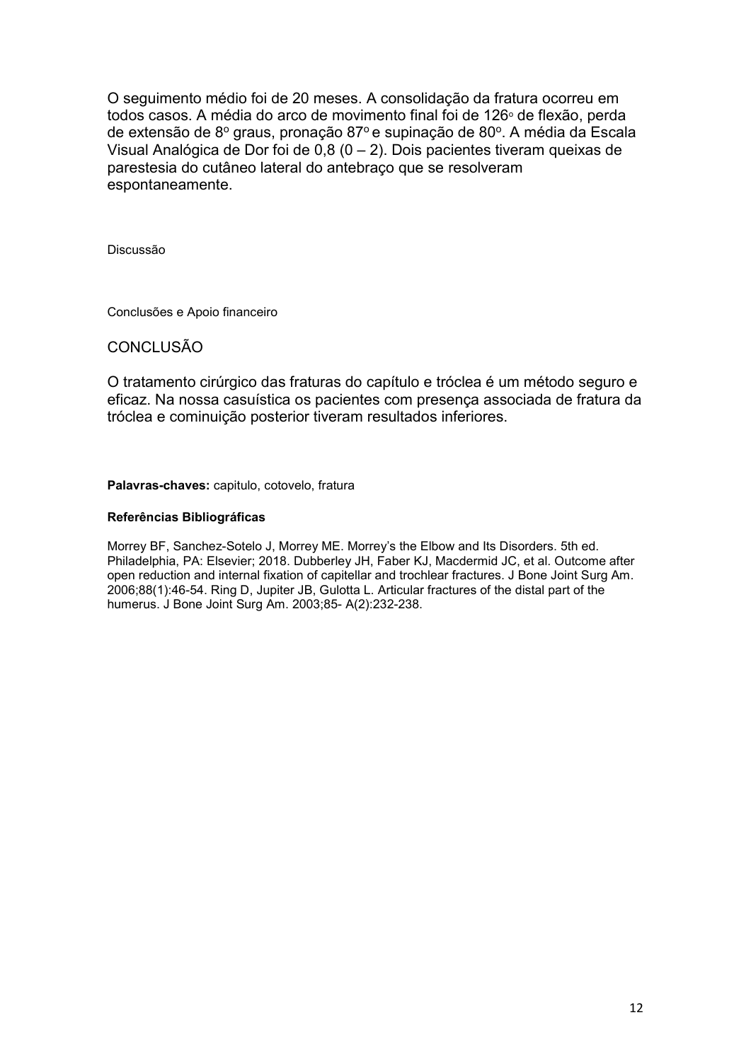O seguimento médio foi de 20 meses. A consolidação da fratura ocorreu em todos casos. A média do arco de movimento final foi de 126◦ de flexão, perda de extensão de 8º graus, pronação 87º e supinação de 80º. A média da Escala Visual Analógica de Dor foi de 0,8 (0 – 2). Dois pacientes tiveram queixas de parestesia do cutâneo lateral do antebraço que se resolveram espontaneamente.

Discussão

Conclusões e Apoio financeiro

## CONCLUSÃO

O tratamento cirúrgico das fraturas do capítulo e tróclea é um método seguro e eficaz. Na nossa casuística os pacientes com presença associada de fratura da tróclea e cominuição posterior tiveram resultados inferiores.

**Palavras-chaves:** capitulo, cotovelo, fratura

**Referências Bibliográficas**

Morrey BF, Sanchez-Sotelo J, Morrey ME. Morrey's the Elbow and Its Disorders. 5th ed. Philadelphia, PA: Elsevier; 2018. Dubberley JH, Faber KJ, Macdermid JC, et al. Outcome after open reduction and internal fixation of capitellar and trochlear fractures. J Bone Joint Surg Am. 2006;88(1):46-54. Ring D, Jupiter JB, Gulotta L. Articular fractures of the distal part of the humerus. J Bone Joint Surg Am. 2003;85- A(2):232-238.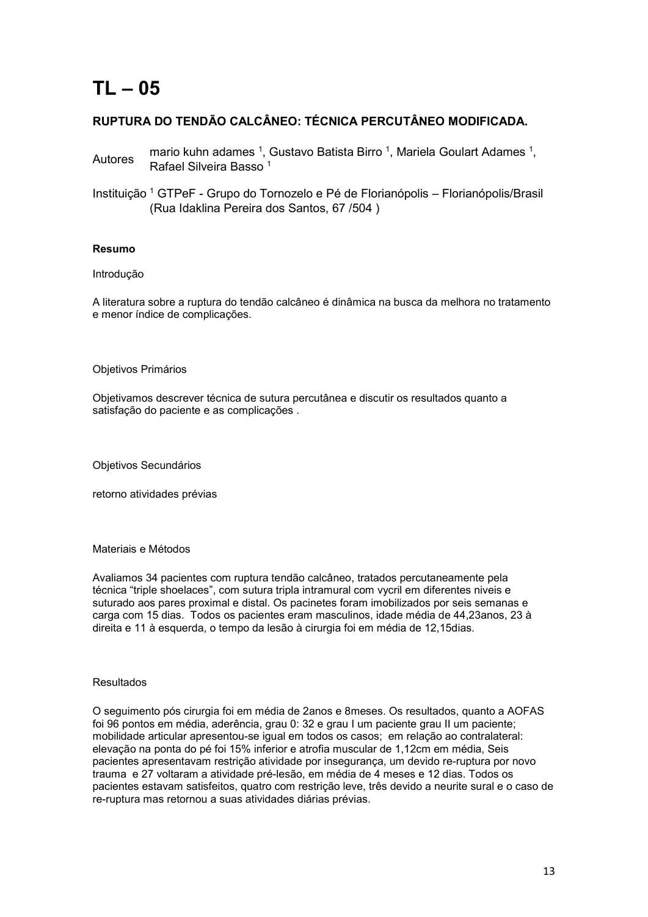# TL – 05

### RUPTURA DO TENDÃO CALCÂNEO: TÉCNICA PERCUTÂNEO MODIFICADA.

Autores: mario kuhn adames [1], Gustavo Batista Birro [1], Mariela Goulart Adames [1], Rafael Silveira Basso [1]

Instituição: [1] GTPeF - Grupo do Tornozelo e Pé de Florianópolis – Florianópolis/Brasil (Rua Idaklina Pereira dos Santos, 67 /504 )

**Resumo**

Introdução

A literatura sobre a ruptura do tendão calcâneo é dinâmica na busca da melhora no tratamento e menor índice de complicações.

Objetivos Primários

Objetivamos descrever técnica de sutura percutânea e discutir os resultados quanto a satisfação do paciente e as complicações .

Objetivos Secundários

retorno atividades prévias

Materiais e Métodos

Avaliamos 34 pacientes com ruptura tendão calcâneo, tratados percutaneamente pela técnica "triple shoelaces", com sutura tripla intramural com vycril em diferentes niveis e suturado aos pares proximal e distal. Os pacinetes foram imobilizados por seis semanas e carga com 15 dias. Todos os pacientes eram masculinos, idade média de 44,23anos, 23 à direita e 11 à esquerda, o tempo da lesão à cirurgia foi em média de 12,15dias.

Resultados

O seguimento pós cirurgia foi em média de 2anos e 8meses. Os resultados, quanto a AOFAS foi 96 pontos em média, aderência, grau 0: 32 e grau I um paciente grau II um paciente; mobilidade articular apresentou-se igual em todos os casos; em relação ao contralateral: elevação na ponta do pé foi 15% inferior e atrofia muscular de 1,12cm em média, Seis pacientes apresentavam restrição atividade por insegurança, um devido re-ruptura por novo trauma e 27 voltaram a atividade pré-lesão, em média de 4 meses e 12 dias. Todos os pacientes estavam satisfeitos, quatro com restrição leve, três devido a neurite sural e o caso de re-ruptura mas retornou a suas atividades diárias prévias.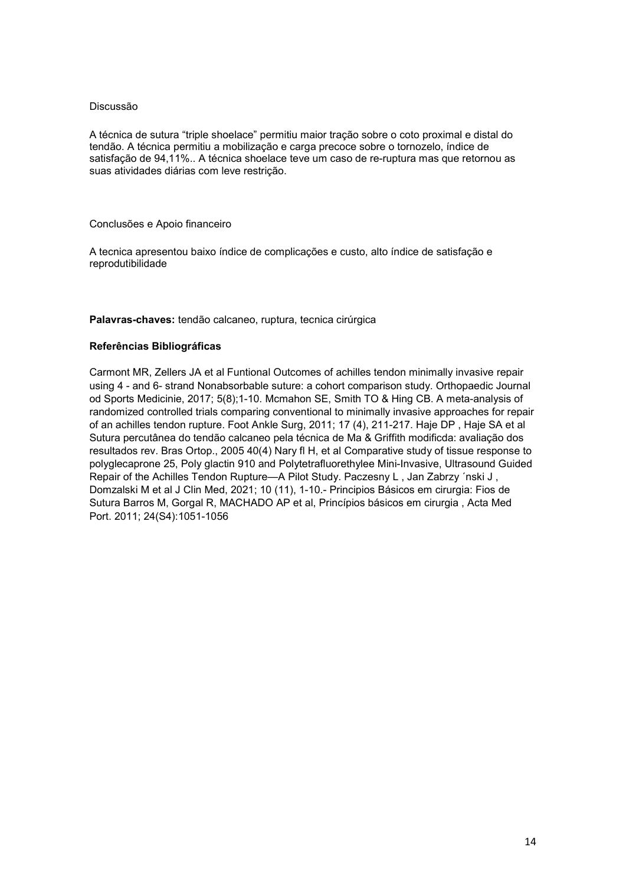Discussão

A técnica de sutura “triple shoelace” permitiu maior tração sobre o coto proximal e distal do tendão. A técnica permitiu a mobilização e carga precoce sobre o tornozelo, índice de satisfação de 94,11%.. A técnica shoelace teve um caso de re-ruptura mas que retornou as suas atividades diárias com leve restrição.

Conclusões e Apoio financeiro

A tecnica apresentou baixo índice de complicações e custo, alto índice de satisfação e reprodutibilidade

**Palavras-chaves:** tendão calcaneo, ruptura, tecnica cirúrgica

**Referências Bibliográficas**

Carmont MR, Zellers JA et al Funtional Outcomes of achilles tendon minimally invasive repair using 4 - and 6- strand Nonabsorbable suture: a cohort comparison study. Orthopaedic Journal od Sports Medicinie, 2017; 5(8);1-10. Mcmahon SE, Smith TO & Hing CB. A meta-analysis of randomized controlled trials comparing conventional to minimally invasive approaches for repair of an achilles tendon rupture. Foot Ankle Surg, 2011; 17 (4), 211-217. Haje DP , Haje SA et al Sutura percutânea do tendão calcaneo pela técnica de Ma & Griffith modificda: avaliação dos resultados rev. Bras Ortop., 2005 40(4) Nary fl H, et al Comparative study of tissue response to polyglecaprone 25, Poly glactin 910 and Polytetrafluorethylee Mini-Invasive, Ultrasound Guided Repair of the Achilles Tendon Rupture—A Pilot Study. Paczesny L , Jan Zabrzy ´nski J , Domzalski M et al J Clin Med, 2021; 10 (11), 1-10.- Principios Básicos em cirurgia: Fios de Sutura Barros M, Gorgal R, MACHADO AP et al, Princípios básicos em cirurgia , Acta Med Port. 2011; 24(S4):1051-1056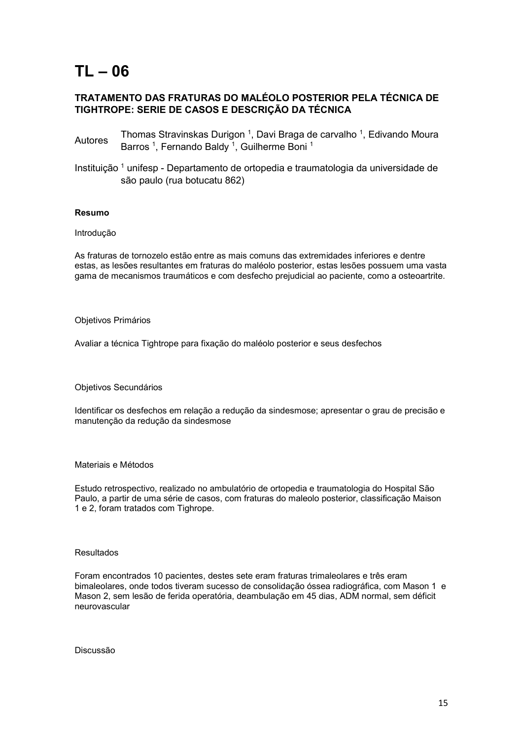# TL – 06

## TRATAMENTO DAS FRATURAS DO MALÉOLO POSTERIOR PELA TÉCNICA DE TIGHTROPE: SERIE DE CASOS E DESCRIÇÃO DA TÉCNICA

Autores Thomas Stravinskas Durigon [1], Davi Braga de carvalho [1], Edivando Moura Barros [1], Fernando Baldy [1], Guilherme Boni [1]

Instituição [1] unifesp - Departamento de ortopedia e traumatologia da universidade de são paulo (rua botucatu 862)

**Resumo**

Introdução

As fraturas de tornozelo estão entre as mais comuns das extremidades inferiores e dentre estas, as lesões resultantes em fraturas do maléolo posterior, estas lesões possuem uma vasta gama de mecanismos traumáticos e com desfecho prejudicial ao paciente, como a osteoartrite.

Objetivos Primários

Avaliar a técnica Tightrope para fixação do maléolo posterior e seus desfechos

Objetivos Secundários

Identificar os desfechos em relação a redução da sindesmose; apresentar o grau de precisão e manutenção da redução da sindesmose

Materiais e Métodos

Estudo retrospectivo, realizado no ambulatório de ortopedia e traumatologia do Hospital São Paulo, a partir de uma série de casos, com fraturas do maleolo posterior, classificação Maison 1 e 2, foram tratados com Tighrope.

Resultados

Foram encontrados 10 pacientes, destes sete eram fraturas trimaleolares e três eram bimaleolares, onde todos tiveram sucesso de consolidação óssea radiográfica, com Mason 1 e Mason 2, sem lesão de ferida operatória, deambulação em 45 dias, ADM normal, sem déficit neurovascular

Discussão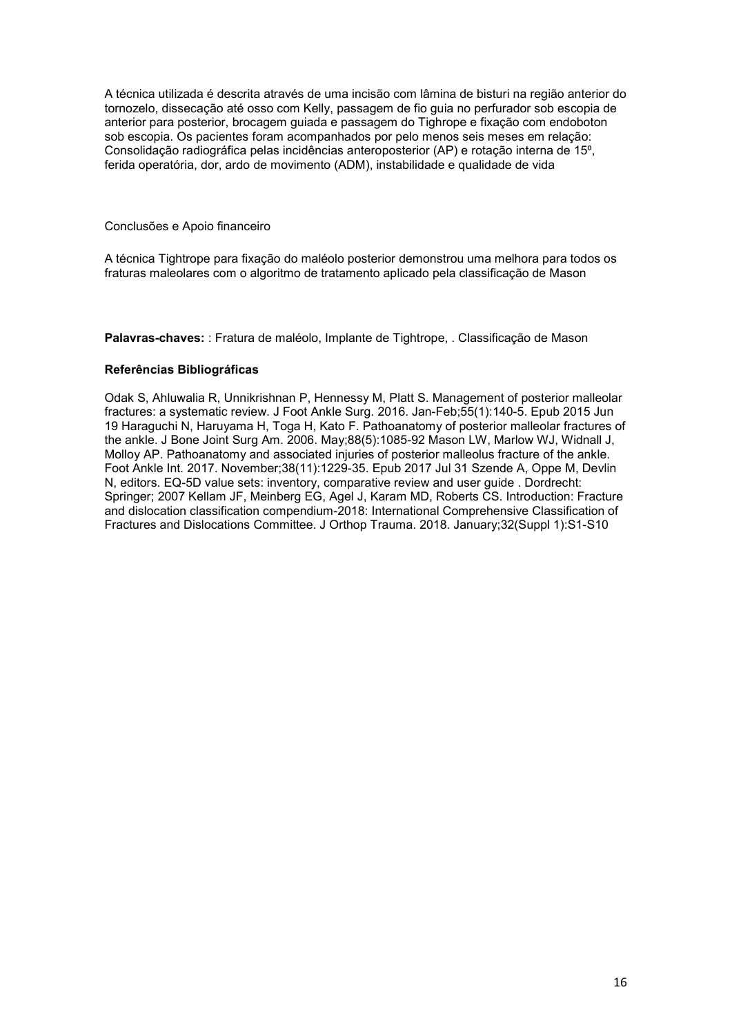A técnica utilizada é descrita através de uma incisão com lâmina de bisturi na região anterior do tornozelo, dissecação até osso com Kelly, passagem de fio guia no perfurador sob escopia de anterior para posterior, brocagem guiada e passagem do Tighrope e fixação com endoboton sob escopia. Os pacientes foram acompanhados por pelo menos seis meses em relação: Consolidação radiográfica pelas incidências anteroposterior (AP) e rotação interna de 15º, ferida operatória, dor, ardo de movimento (ADM), instabilidade e qualidade de vida

Conclusões e Apoio financeiro

A técnica Tightrope para fixação do maléolo posterior demonstrou uma melhora para todos os fraturas maleolares com o algoritmo de tratamento aplicado pela classificação de Mason

**Palavras-chaves:** : Fratura de maléolo, Implante de Tightrope, . Classificação de Mason

**Referências Bibliográficas**

Odak S, Ahluwalia R, Unnikrishnan P, Hennessy M, Platt S. Management of posterior malleolar fractures: a systematic review. J Foot Ankle Surg. 2016. Jan-Feb;55(1):140-5. Epub 2015 Jun 19 Haraguchi N, Haruyama H, Toga H, Kato F. Pathoanatomy of posterior malleolar fractures of the ankle. J Bone Joint Surg Am. 2006. May;88(5):1085-92 Mason LW, Marlow WJ, Widnall J, Molloy AP. Pathoanatomy and associated injuries of posterior malleolus fracture of the ankle. Foot Ankle Int. 2017. November;38(11):1229-35. Epub 2017 Jul 31 Szende A, Oppe M, Devlin N, editors. EQ-5D value sets: inventory, comparative review and user guide . Dordrecht: Springer; 2007 Kellam JF, Meinberg EG, Agel J, Karam MD, Roberts CS. Introduction: Fracture and dislocation classification compendium-2018: International Comprehensive Classification of Fractures and Dislocations Committee. J Orthop Trauma. 2018. January;32(Suppl 1):S1-S10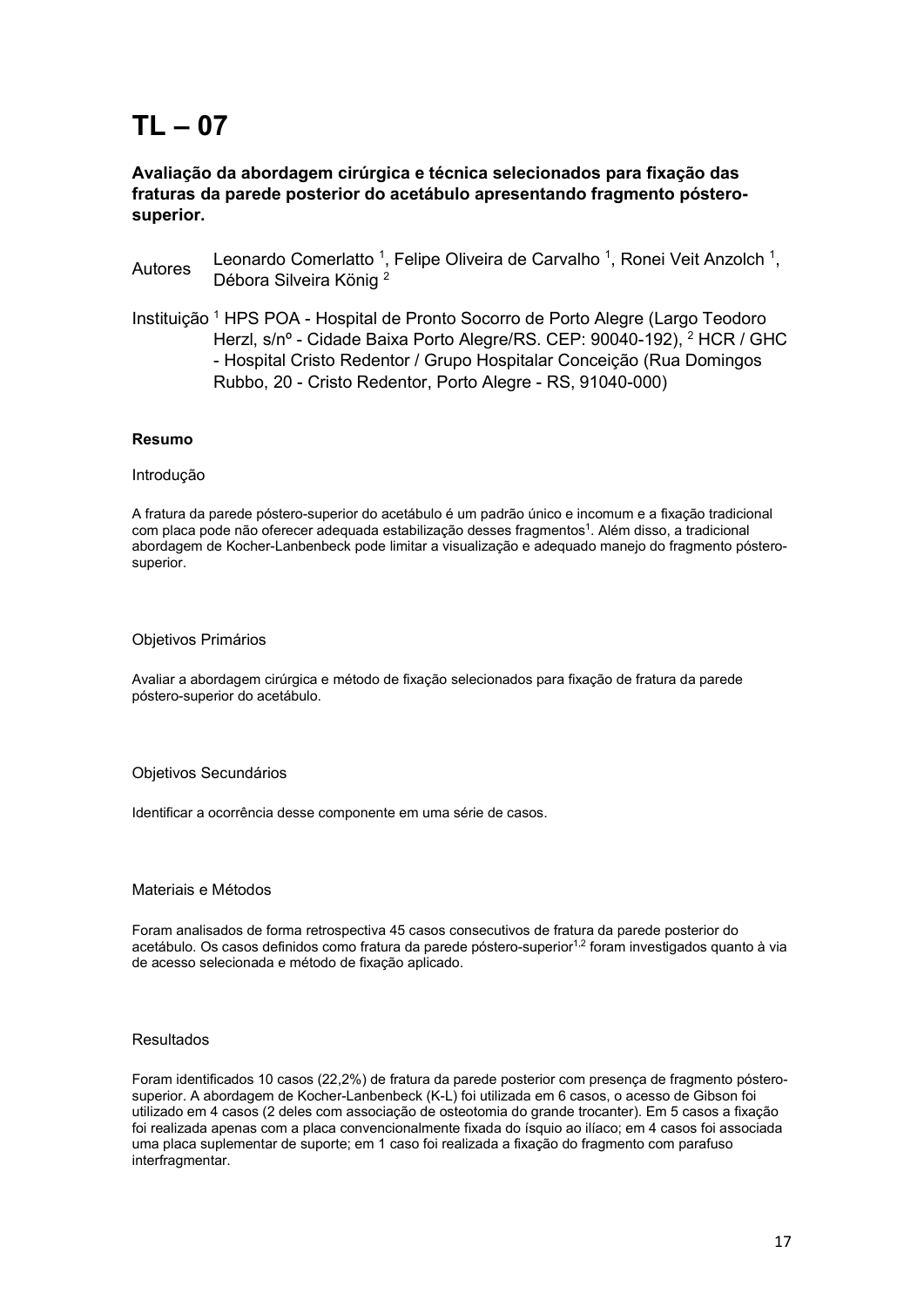# TL – 07

**Avaliação da abordagem cirúrgica e técnica selecionados para fixação das fraturas da parede posterior do acetábulo apresentando fragmento póstero-superior.**

Autores: Leonardo Comerlatto [1], Felipe Oliveira de Carvalho [1], Ronei Veit Anzolch [1], Débora Silveira König [2]

Instituição: [1] HPS POA - Hospital de Pronto Socorro de Porto Alegre (Largo Teodoro Herzl, s/nº - Cidade Baixa Porto Alegre/RS. CEP: 90040-192), [2] HCR / GHC - Hospital Cristo Redentor / Grupo Hospitalar Conceição (Rua Domingos Rubbo, 20 - Cristo Redentor, Porto Alegre - RS, 91040-000)

**Resumo**

Introdução

A fratura da parede póstero-superior do acetábulo é um padrão único e incomum e a fixação tradicional com placa pode não oferecer adequada estabilização desses fragmentos[1]. Além disso, a tradicional abordagem de Kocher-Lanbenbeck pode limitar a visualização e adequado manejo do fragmento póstero-superior.

Objetivos Primários

Avaliar a abordagem cirúrgica e método de fixação selecionados para fixação de fratura da parede póstero-superior do acetábulo.

Objetivos Secundários

Identificar a ocorrência desse componente em uma série de casos.

Materiais e Métodos

Foram analisados de forma retrospectiva 45 casos consecutivos de fratura da parede posterior do acetábulo. Os casos definidos como fratura da parede póstero-superior[1,2] foram investigados quanto à via de acesso selecionada e método de fixação aplicado.

Resultados

Foram identificados 10 casos (22,2%) de fratura da parede posterior com presença de fragmento póstero-superior. A abordagem de Kocher-Lanbenbeck (K-L) foi utilizada em 6 casos, o acesso de Gibson foi utilizado em 4 casos (2 deles com associação de osteotomia do grande trocanter). Em 5 casos a fixação foi realizada apenas com a placa convencionalmente fixada do ísquio ao ilíaco; em 4 casos foi associada uma placa suplementar de suporte; em 1 caso foi realizada a fixação do fragmento com parafuso interfragmentar.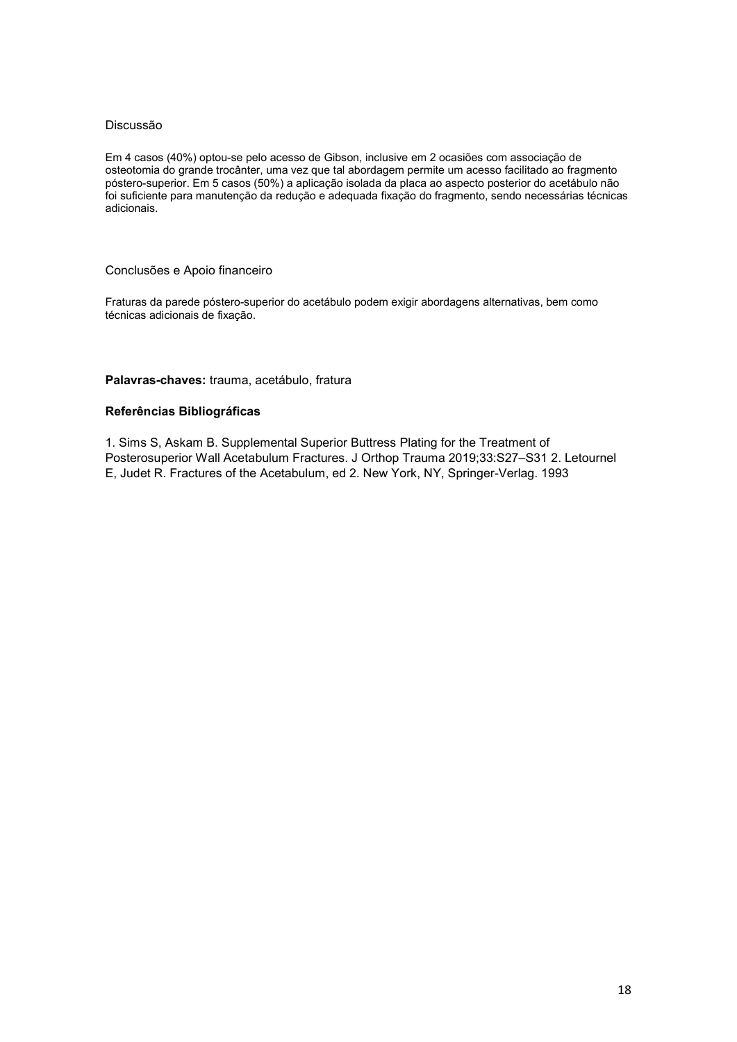## Discussão

Em 4 casos (40%) optou-se pelo acesso de Gibson, inclusive em 2 ocasiões com associação de osteotomia do grande trocânter, uma vez que tal abordagem permite um acesso facilitado ao fragmento póstero-superior. Em 5 casos (50%) a aplicação isolada da placa ao aspecto posterior do acetábulo não foi suficiente para manutenção da redução e adequada fixação do fragmento, sendo necessárias técnicas adicionais.

## Conclusões e Apoio financeiro

Fraturas da parede póstero-superior do acetábulo podem exigir abordagens alternativas, bem como técnicas adicionais de fixação.

**Palavras-chaves:** trauma, acetábulo, fratura

**Referências Bibliográficas**

1. Sims S, Askam B. Supplemental Superior Buttress Plating for the Treatment of Posterosuperior Wall Acetabulum Fractures. J Orthop Trauma 2019;33:S27–S31 2. Letournel E, Judet R. Fractures of the Acetabulum, ed 2. New York, NY, Springer-Verlag. 1993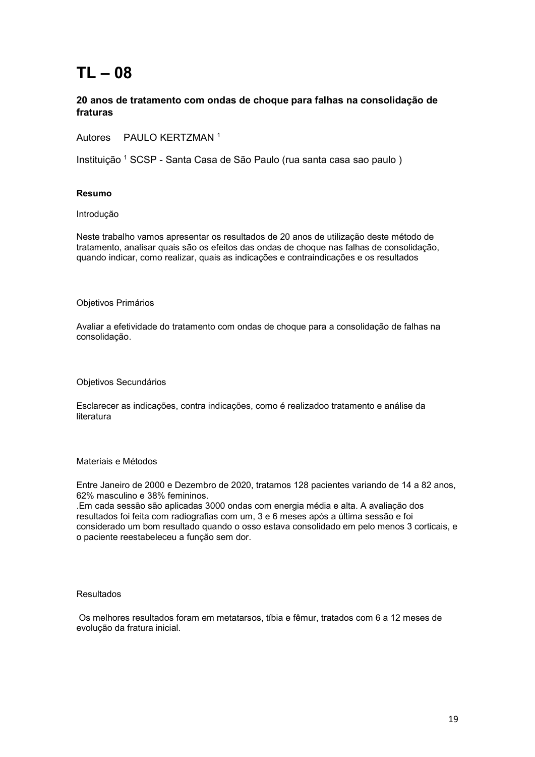# TL – 08

### 20 anos de tratamento com ondas de choque para falhas na consolidação de fraturas

Autores PAULO KERTZMAN [1]

Instituição [1] SCSP - Santa Casa de São Paulo (rua santa casa sao paulo )

**Resumo**

Introdução

Neste trabalho vamos apresentar os resultados de 20 anos de utilização deste método de tratamento, analisar quais são os efeitos das ondas de choque nas falhas de consolidação, quando indicar, como realizar, quais as indicações e contraindicações e os resultados

Objetivos Primários

Avaliar a efetividade do tratamento com ondas de choque para a consolidação de falhas na consolidação.

Objetivos Secundários

Esclarecer as indicações, contra indicações, como é realizadoo tratamento e análise da literatura

Materiais e Métodos

Entre Janeiro de 2000 e Dezembro de 2020, tratamos 128 pacientes variando de 14 a 82 anos, 62% masculino e 38% femininos.
.Em cada sessão são aplicadas 3000 ondas com energia média e alta. A avaliação dos resultados foi feita com radiografias com um, 3 e 6 meses após a última sessão e foi considerado um bom resultado quando o osso estava consolidado em pelo menos 3 corticais, e o paciente reestabeleceu a função sem dor.

Resultados

Os melhores resultados foram em metatarsos, tíbia e fêmur, tratados com 6 a 12 meses de evolução da fratura inicial.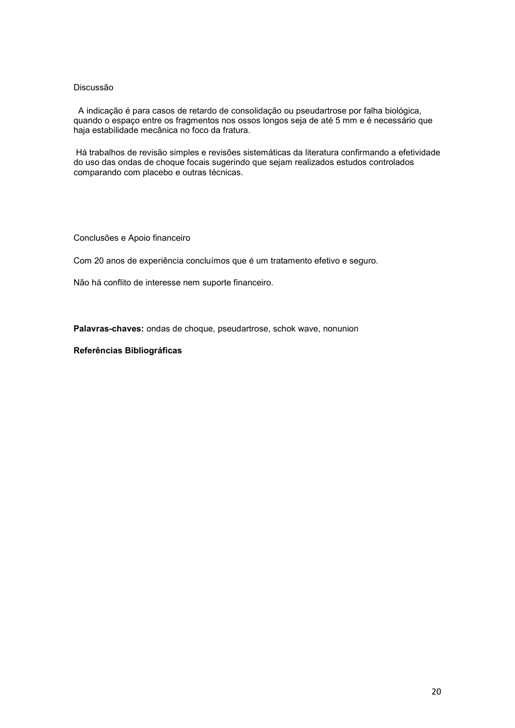## Discussão

A indicação é para casos de retardo de consolidação ou pseudartrose por falha biológica, quando o espaço entre os fragmentos nos ossos longos seja de até 5 mm e é necessário que haja estabilidade mecânica no foco da fratura.

Há trabalhos de revisão simples e revisões sistemáticas da literatura confirmando a efetividade do uso das ondas de choque focais sugerindo que sejam realizados estudos controlados comparando com placebo e outras técnicas.

## Conclusões e Apoio financeiro

Com 20 anos de experiência concluímos que é um tratamento efetivo e seguro.

Não há conflito de interesse nem suporte financeiro.

**Palavras-chaves:** ondas de choque, pseudartrose, schok wave, nonunion

**Referências Bibliográficas**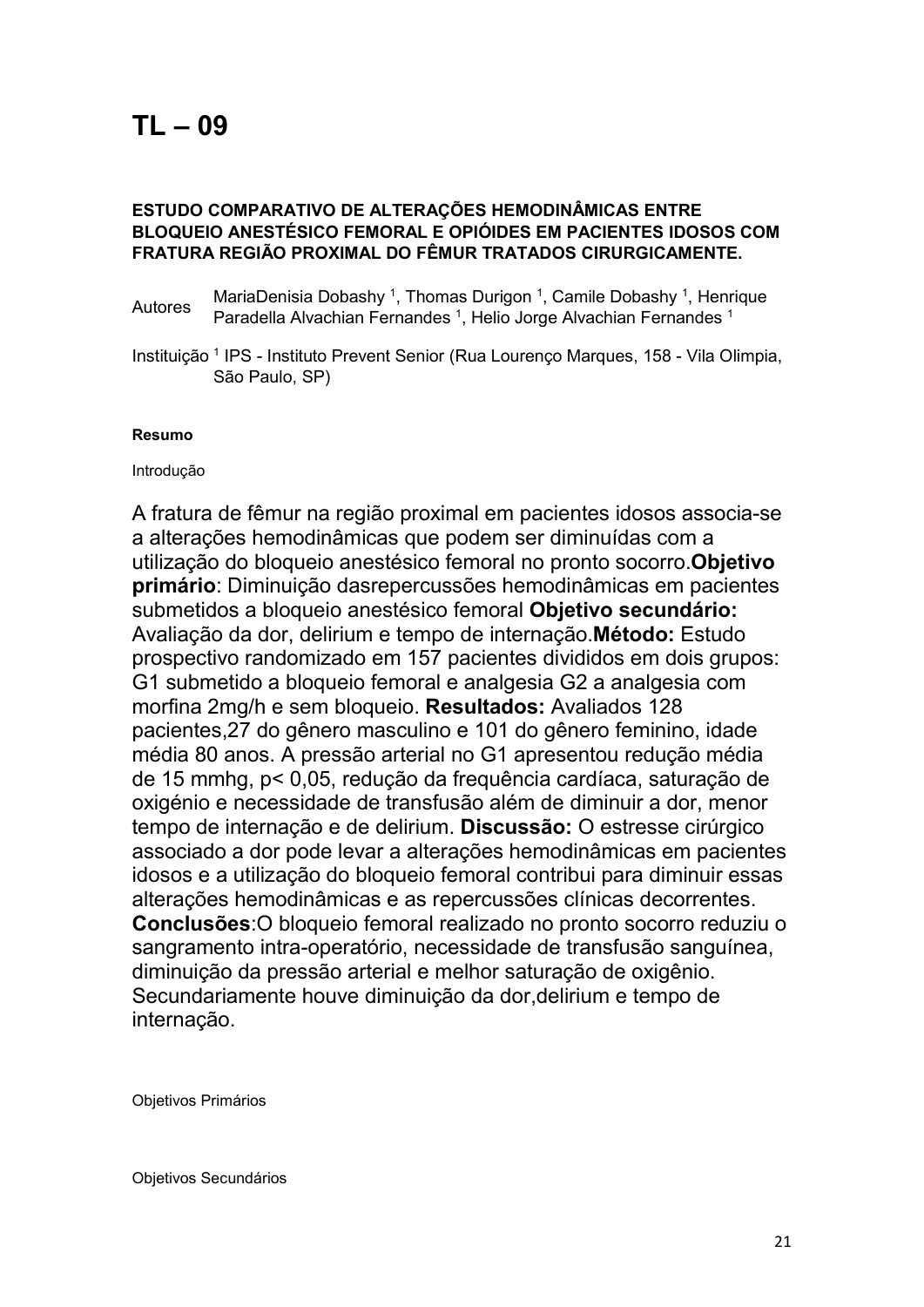# TL – 09

**ESTUDO COMPARATIVO DE ALTERAÇÕES HEMODINÂMICAS ENTRE BLOQUEIO ANESTÉSICO FEMORAL E OPIÓIDES EM PACIENTES IDOSOS COM FRATURA REGIÃO PROXIMAL DO FÊMUR TRATADOS CIRURGICAMENTE.**

Autores: MariaDenisia Dobashy [1], Thomas Durigon [1], Camile Dobashy [1], Henrique Paradella Alvachian Fernandes [1], Helio Jorge Alvachian Fernandes [1]

Instituição: [1] IPS - Instituto Prevent Senior (Rua Lourenço Marques, 158 - Vila Olimpia, São Paulo, SP)

**Resumo**

Introdução

A fratura de fêmur na região proximal em pacientes idosos associa-se a alterações hemodinâmicas que podem ser diminuídas com a utilização do bloqueio anestésico femoral no pronto socorro.**Objetivo primário**: Diminuição dasrepercussões hemodinâmicas em pacientes submetidos a bloqueio anestésico femoral **Objetivo secundário:** Avaliação da dor, delirium e tempo de internação.**Método:** Estudo prospectivo randomizado em 157 pacientes divididos em dois grupos: G1 submetido a bloqueio femoral e analgesia G2 a analgesia com morfina 2mg/h e sem bloqueio. **Resultados:** Avaliados 128 pacientes,27 do gênero masculino e 101 do gênero feminino, idade média 80 anos. A pressão arterial no G1 apresentou redução média de 15 mmhg, $p < 0,05$, redução da frequência cardíaca, saturação de oxigénio e necessidade de transfusão além de diminuir a dor, menor tempo de internação e de delirium. **Discussão:** O estresse cirúrgico associado a dor pode levar a alterações hemodinâmicas em pacientes idosos e a utilização do bloqueio femoral contribui para diminuir essas alterações hemodinâmicas e as repercussões clínicas decorrentes. **Conclusões**:O bloqueio femoral realizado no pronto socorro reduziu o sangramento intra-operatório, necessidade de transfusão sanguínea, diminuição da pressão arterial e melhor saturação de oxigênio. Secundariamente houve diminuição da dor,delirium e tempo de internação.

Objetivos Primários

Objetivos Secundários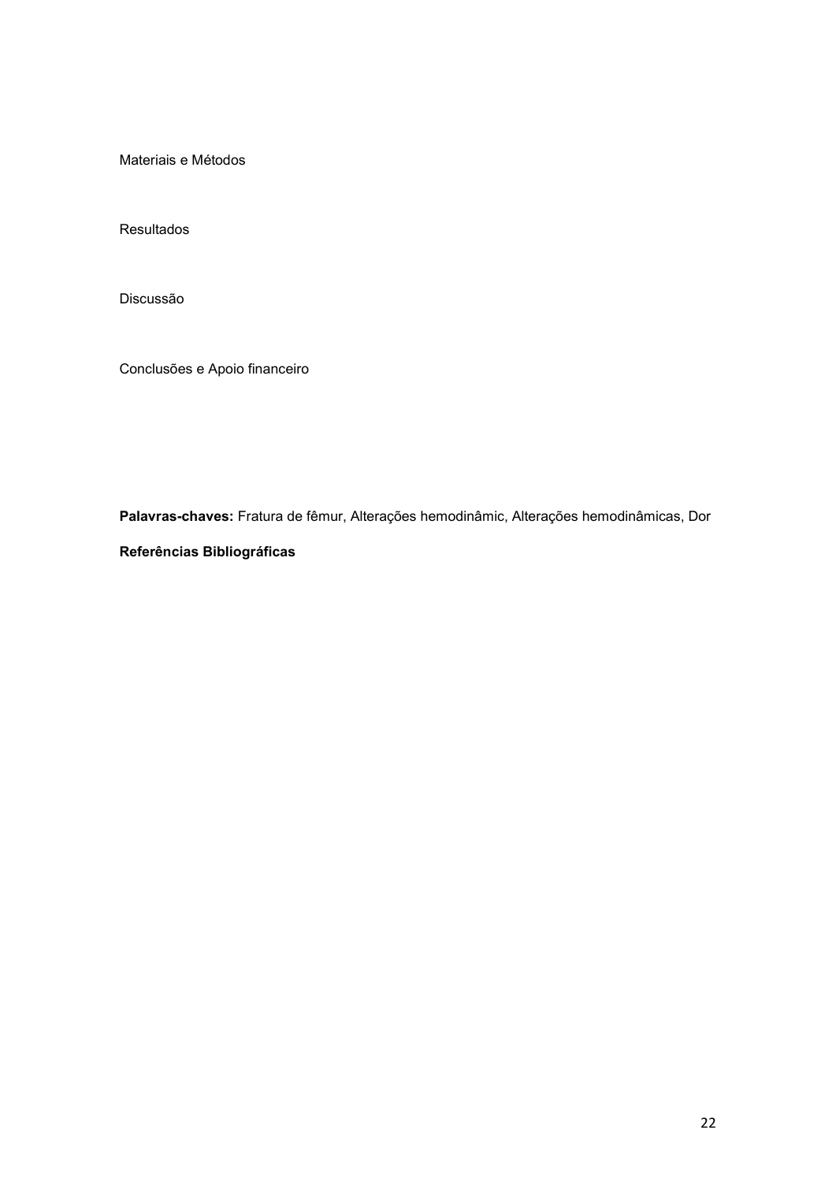Materiais e Métodos

Resultados

Discussão

Conclusões e Apoio financeiro

**Palavras-chaves:** Fratura de fêmur, Alterações hemodinâmic, Alterações hemodinâmicas, Dor

**Referências Bibliográficas**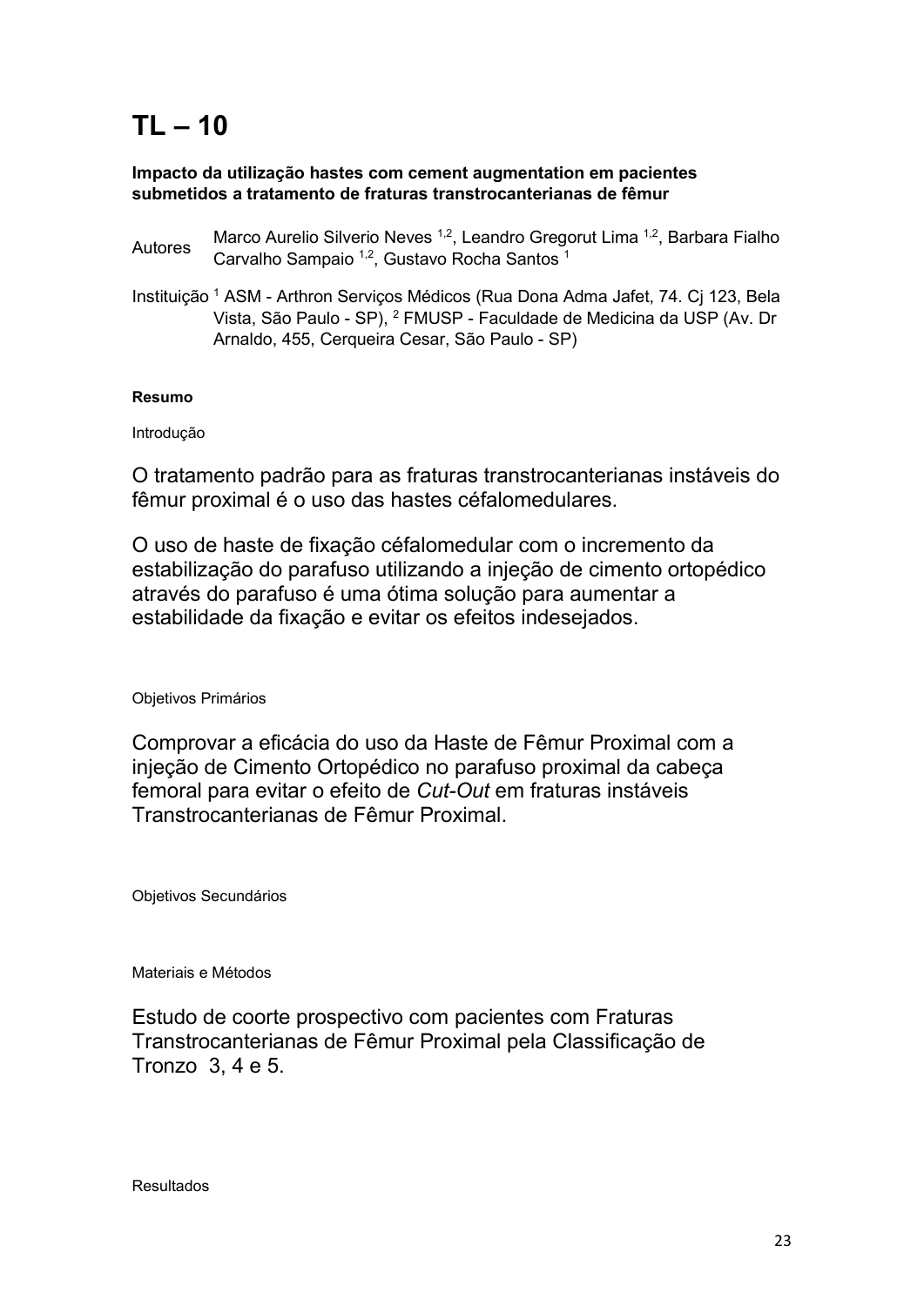# TL – 10

**Impacto da utilização hastes com cement augmentation em pacientes submetidos a tratamento de fraturas transtrocanterianas de fêmur**

Autores: Marco Aurelio Silverio Neves [1,2], Leandro Gregorut Lima [1,2], Barbara Fialho Carvalho Sampaio [1,2], Gustavo Rocha Santos [1]

Instituição: [1] ASM - Arthron Serviços Médicos (Rua Dona Adma Jafet, 74. Cj 123, Bela Vista, São Paulo - SP), [2] FMUSP - Faculdade de Medicina da USP (Av. Dr Arnaldo, 455, Cerqueira Cesar, São Paulo - SP)

**Resumo**

Introdução

O tratamento padrão para as fraturas transtrocanterianas instáveis do fêmur proximal é o uso das hastes céfalomedulares.

O uso de haste de fixação céfalomedular com o incremento da estabilização do parafuso utilizando a injeção de cimento ortopédico através do parafuso é uma ótima solução para aumentar a estabilidade da fixação e evitar os efeitos indesejados.

Objetivos Primários

Comprovar a eficácia do uso da Haste de Fêmur Proximal com a injeção de Cimento Ortopédico no parafuso proximal da cabeça femoral para evitar o efeito de *Cut-Out* em fraturas instáveis Transtrocanterianas de Fêmur Proximal.

Objetivos Secundários

Materiais e Métodos

Estudo de coorte prospectivo com pacientes com Fraturas Transtrocanterianas de Fêmur Proximal pela Classificação de Tronzo 3, 4 e 5.

Resultados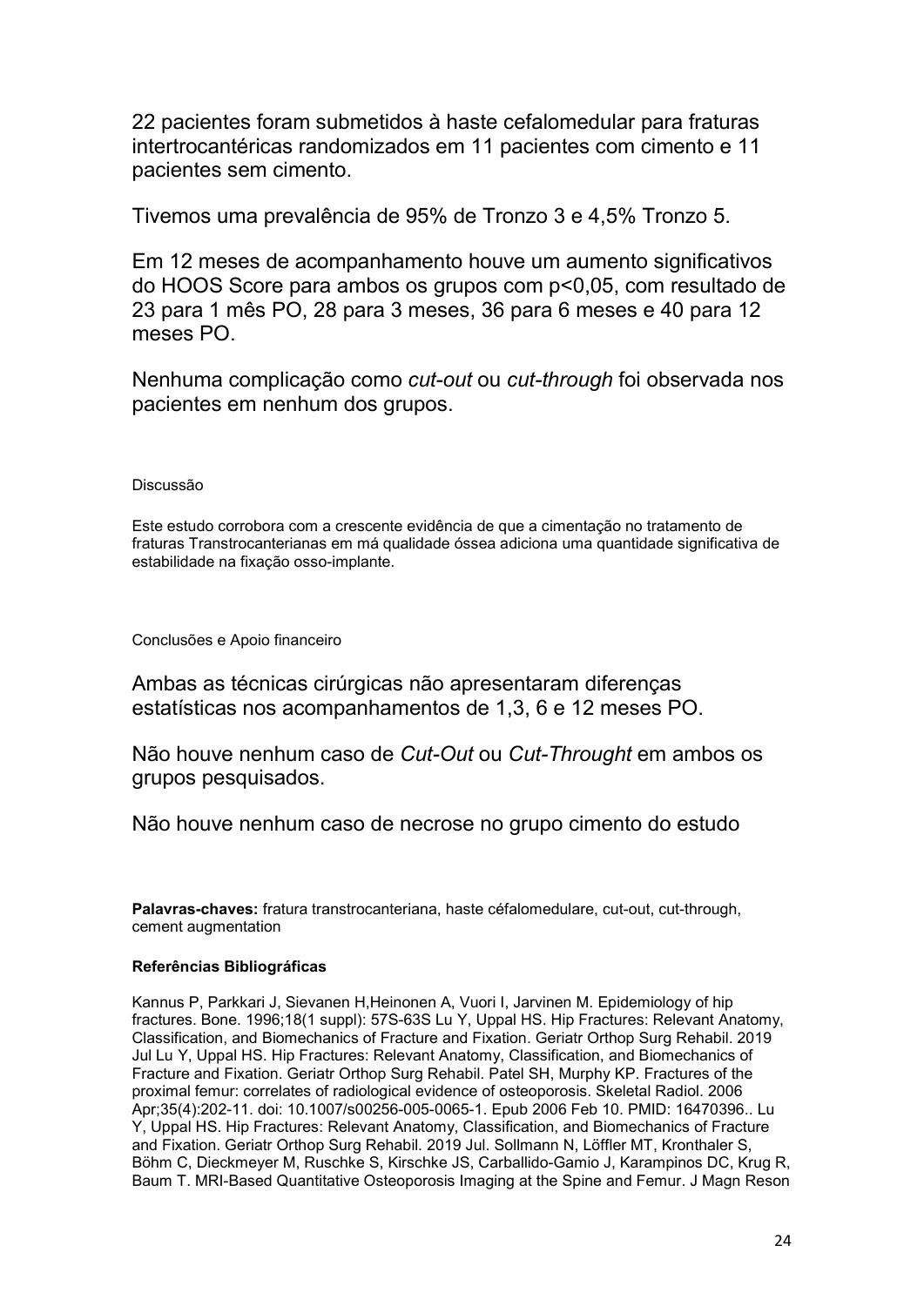22 pacientes foram submetidos à haste cefalomedular para fraturas intertrocantéricas randomizados em 11 pacientes com cimento e 11 pacientes sem cimento.

Tivemos uma prevalência de 95% de Tronzo 3 e 4,5% Tronzo 5.

Em 12 meses de acompanhamento houve um aumento significativos do HOOS Score para ambos os grupos com $p<0,05$, com resultado de 23 para 1 mês PO, 28 para 3 meses, 36 para 6 meses e 40 para 12 meses PO.

Nenhuma complicação como *cut-out* ou *cut-through* foi observada nos pacientes em nenhum dos grupos.

Discussão

Este estudo corrobora com a crescente evidência de que a cimentação no tratamento de fraturas Transtrocanterianas em má qualidade óssea adiciona uma quantidade significativa de estabilidade na fixação osso-implante.

Conclusões e Apoio financeiro

Ambas as técnicas cirúrgicas não apresentaram diferenças estatísticas nos acompanhamentos de 1,3, 6 e 12 meses PO.

Não houve nenhum caso de *Cut-Out* ou *Cut-Throught* em ambos os grupos pesquisados.

Não houve nenhum caso de necrose no grupo cimento do estudo

**Palavras-chaves:** fratura transtrocanteriana, haste céfalomedulare, cut-out, cut-through, cement augmentation

**Referências Bibliográficas**

Kannus P, Parkkari J, Sievanen H,Heinonen A, Vuori I, Jarvinen M. Epidemiology of hip fractures. Bone. 1996;18(1 suppl): 57S-63S Lu Y, Uppal HS. Hip Fractures: Relevant Anatomy, Classification, and Biomechanics of Fracture and Fixation. Geriatr Orthop Surg Rehabil. 2019 Jul Lu Y, Uppal HS. Hip Fractures: Relevant Anatomy, Classification, and Biomechanics of Fracture and Fixation. Geriatr Orthop Surg Rehabil. Patel SH, Murphy KP. Fractures of the proximal femur: correlates of radiological evidence of osteoporosis. Skeletal Radiol. 2006 Apr;35(4):202-11. doi: 10.1007/s00256-005-0065-1. Epub 2006 Feb 10. PMID: 16470396.. Lu Y, Uppal HS. Hip Fractures: Relevant Anatomy, Classification, and Biomechanics of Fracture and Fixation. Geriatr Orthop Surg Rehabil. 2019 Jul. Sollmann N, Löffler MT, Kronthaler S, Böhm C, Dieckmeyer M, Ruschke S, Kirschke JS, Carballido-Gamio J, Karampinos DC, Krug R, Baum T. MRI-Based Quantitative Osteoporosis Imaging at the Spine and Femur. J Magn Reson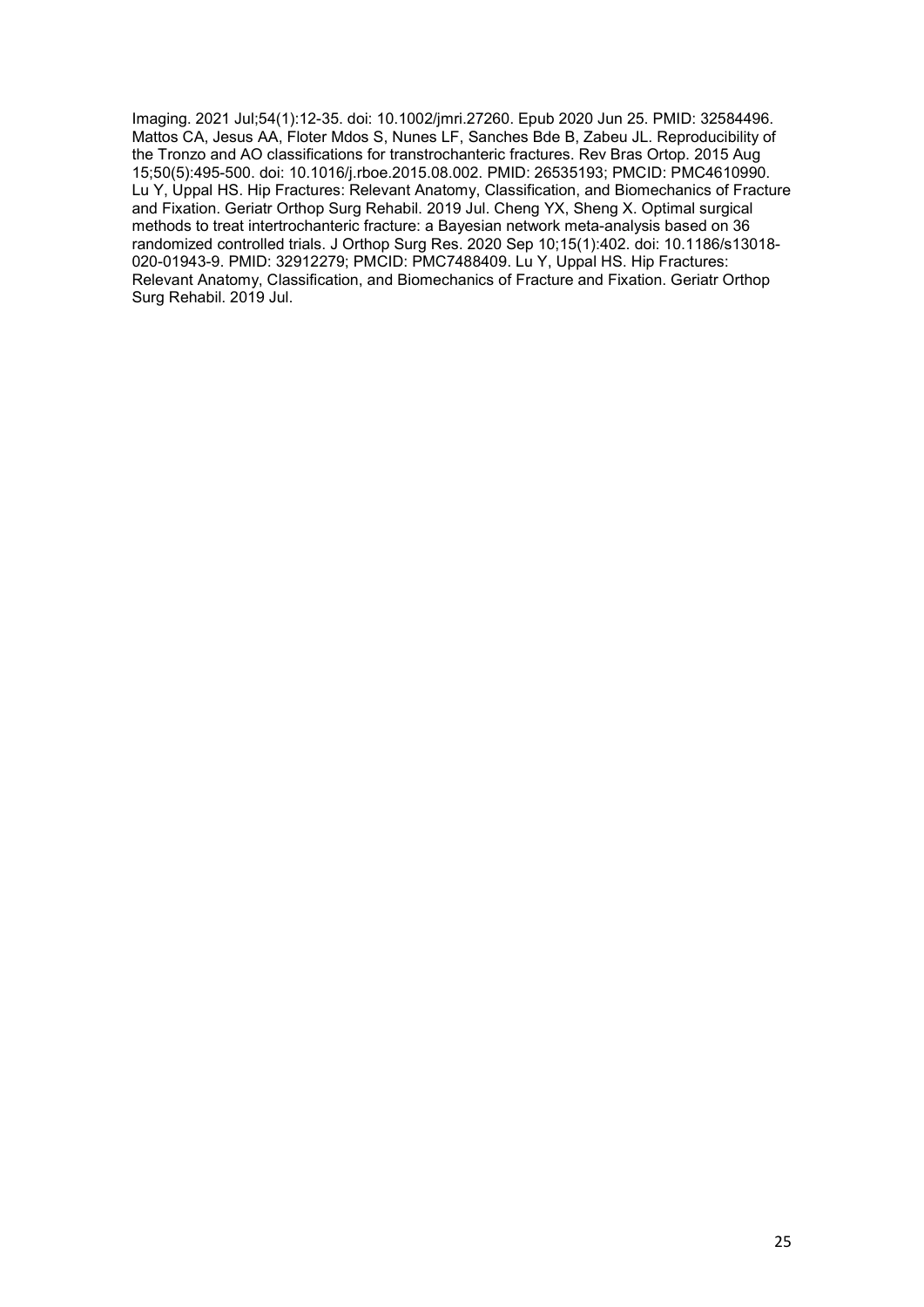Imaging. 2021 Jul;54(1):12-35. doi: 10.1002/jmri.27260. Epub 2020 Jun 25. PMID: 32584496. Mattos CA, Jesus AA, Floter Mdos S, Nunes LF, Sanches Bde B, Zabeu JL. Reproducibility of the Tronzo and AO classifications for transtrochanteric fractures. Rev Bras Ortop. 2015 Aug 15;50(5):495-500. doi: 10.1016/j.rboe.2015.08.002. PMID: 26535193; PMCID: PMC4610990. Lu Y, Uppal HS. Hip Fractures: Relevant Anatomy, Classification, and Biomechanics of Fracture and Fixation. Geriatr Orthop Surg Rehabil. 2019 Jul. Cheng YX, Sheng X. Optimal surgical methods to treat intertrochanteric fracture: a Bayesian network meta-analysis based on 36 randomized controlled trials. J Orthop Surg Res. 2020 Sep 10;15(1):402. doi: 10.1186/s13018-020-01943-9. PMID: 32912279; PMCID: PMC7488409. Lu Y, Uppal HS. Hip Fractures: Relevant Anatomy, Classification, and Biomechanics of Fracture and Fixation. Geriatr Orthop Surg Rehabil. 2019 Jul.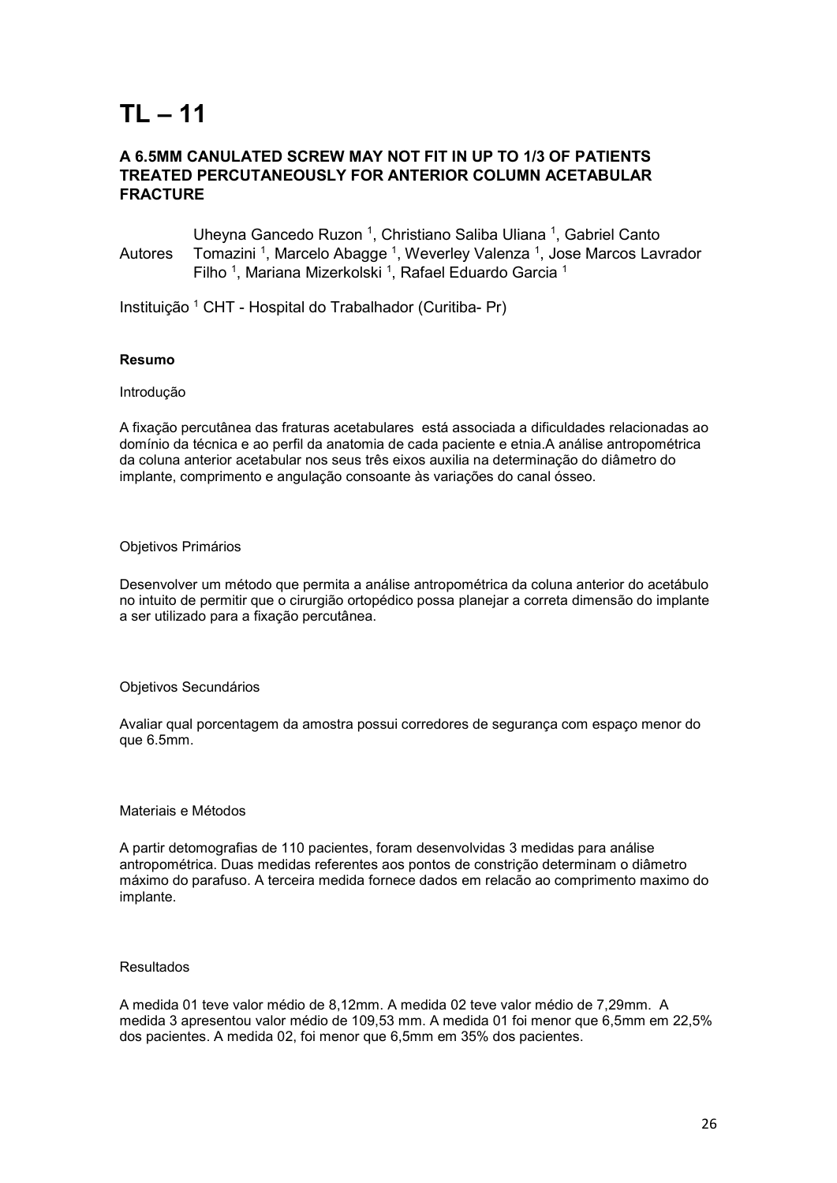# TL – 11

### A 6.5MM CANULATED SCREW MAY NOT FIT IN UP TO 1/3 OF PATIENTS TREATED PERCUTANEOUSLY FOR ANTERIOR COLUMN ACETABULAR FRACTURE

Autores Uheyna Gancedo Ruzon [1], Christiano Saliba Uliana [1], Gabriel Canto Tomazini [1], Marcelo Abagge [1], Weverley Valenza [1], Jose Marcos Lavrador Filho [1], Mariana Mizerkolski [1], Rafael Eduardo Garcia [1]

Instituição [1] CHT - Hospital do Trabalhador (Curitiba- Pr)

**Resumo**

Introdução

A fixação percutânea das fraturas acetabulares está associada a dificuldades relacionadas ao domínio da técnica e ao perfil da anatomia de cada paciente e etnia.A análise antropométrica da coluna anterior acetabular nos seus três eixos auxilia na determinação do diâmetro do implante, comprimento e angulação consoante às variações do canal ósseo.

Objetivos Primários

Desenvolver um método que permita a análise antropométrica da coluna anterior do acetábulo no intuito de permitir que o cirurgião ortopédico possa planejar a correta dimensão do implante a ser utilizado para a fixação percutânea.

Objetivos Secundários

Avaliar qual porcentagem da amostra possui corredores de segurança com espaço menor do que 6.5mm.

Materiais e Métodos

A partir detomografias de 110 pacientes, foram desenvolvidas 3 medidas para análise antropométrica. Duas medidas referentes aos pontos de constrição determinam o diâmetro máximo do parafuso. A terceira medida fornece dados em relacão ao comprimento maximo do implante.

Resultados

A medida 01 teve valor médio de 8,12mm. A medida 02 teve valor médio de 7,29mm. A medida 3 apresentou valor médio de 109,53 mm. A medida 01 foi menor que 6,5mm em 22,5% dos pacientes. A medida 02, foi menor que 6,5mm em 35% dos pacientes.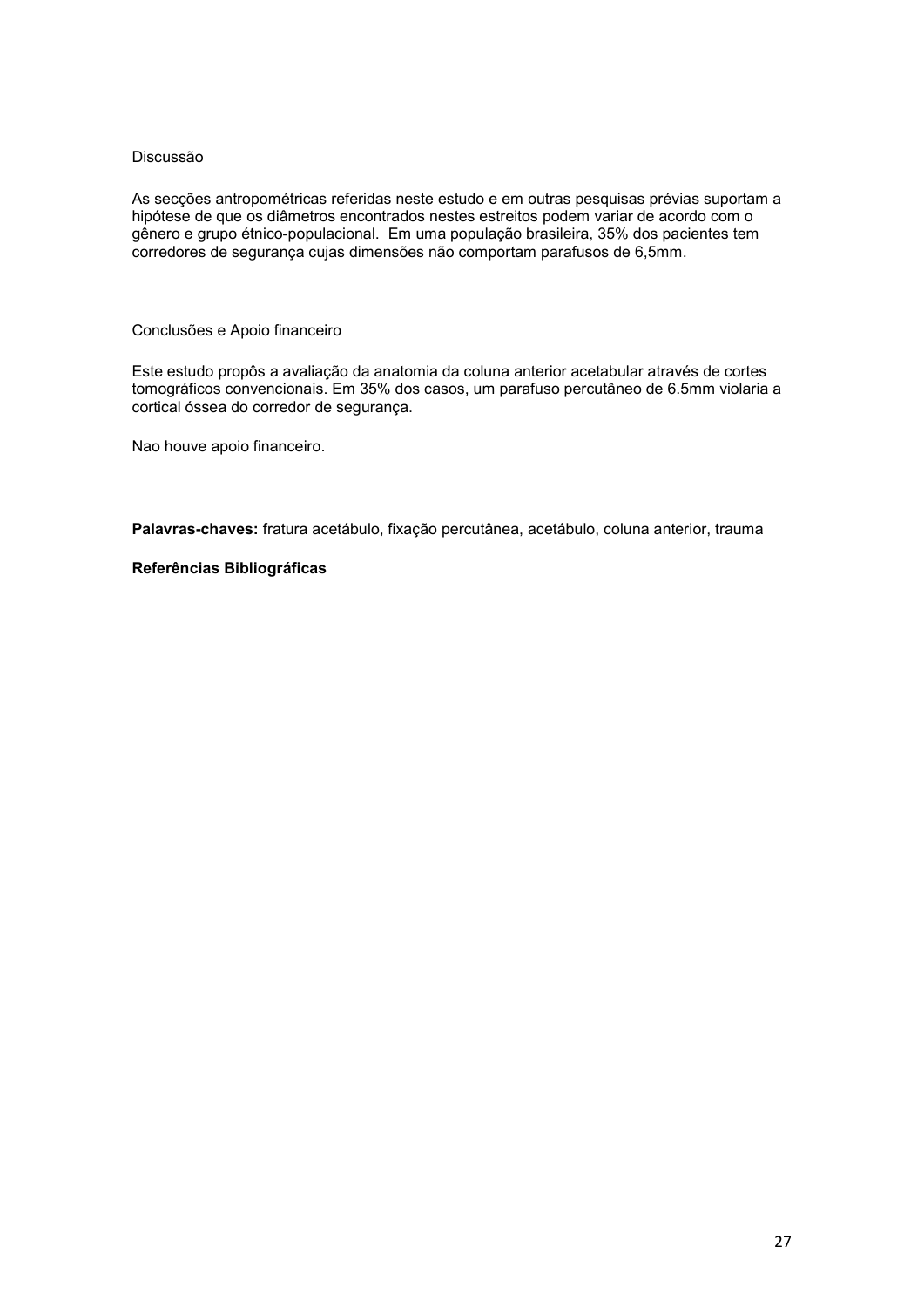Discussão

As secções antropométricas referidas neste estudo e em outras pesquisas prévias suportam a hipótese de que os diâmetros encontrados nestes estreitos podem variar de acordo com o gênero e grupo étnico-populacional. Em uma população brasileira, 35% dos pacientes tem corredores de segurança cujas dimensões não comportam parafusos de 6,5mm.

Conclusões e Apoio financeiro

Este estudo propôs a avaliação da anatomia da coluna anterior acetabular através de cortes tomográficos convencionais. Em 35% dos casos, um parafuso percutâneo de 6.5mm violaria a cortical óssea do corredor de segurança.

Nao houve apoio financeiro.

**Palavras-chaves:** fratura acetábulo, fixação percutânea, acetábulo, coluna anterior, trauma

**Referências Bibliográficas**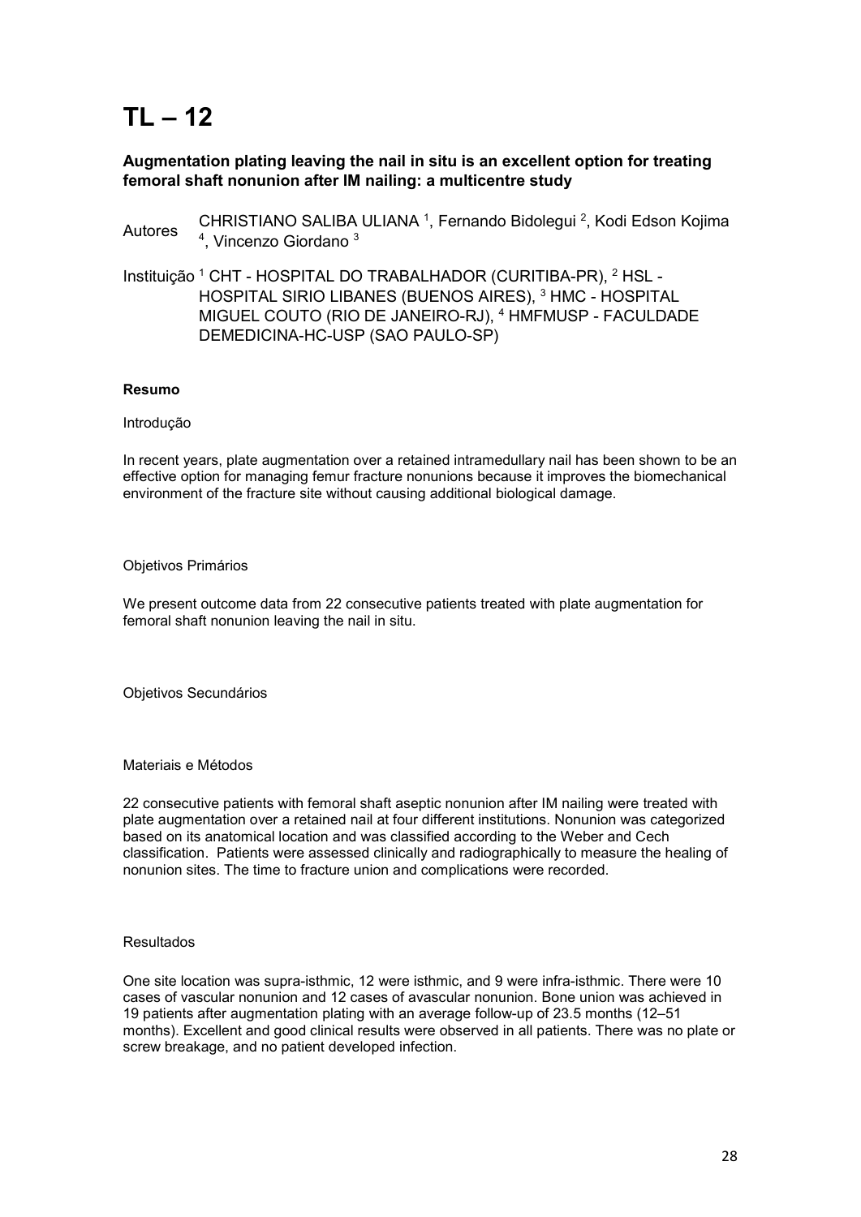# TL – 12

**Augmentation plating leaving the nail in situ is an excellent option for treating femoral shaft nonunion after IM nailing: a multicentre study**

Autores CHRISTIANO SALIBA ULIANA [1], Fernando Bidolegui [2], Kodi Edson Kojima [4], Vincenzo Giordano [3]

Instituição [1] CHT - HOSPITAL DO TRABALHADOR (CURITIBA-PR), [2] HSL - HOSPITAL SIRIO LIBANES (BUENOS AIRES), [3] HMC - HOSPITAL MIGUEL COUTO (RIO DE JANEIRO-RJ), [4] HMFMUSP - FACULDADE DEMEDICINA-HC-USP (SAO PAULO-SP)

**Resumo**

Introdução

In recent years, plate augmentation over a retained intramedullary nail has been shown to be an effective option for managing femur fracture nonunions because it improves the biomechanical environment of the fracture site without causing additional biological damage.

Objetivos Primários

We present outcome data from 22 consecutive patients treated with plate augmentation for femoral shaft nonunion leaving the nail in situ.

Objetivos Secundários

Materiais e Métodos

22 consecutive patients with femoral shaft aseptic nonunion after IM nailing were treated with plate augmentation over a retained nail at four different institutions. Nonunion was categorized based on its anatomical location and was classified according to the Weber and Cech classification. Patients were assessed clinically and radiographically to measure the healing of nonunion sites. The time to fracture union and complications were recorded.

Resultados

One site location was supra-isthmic, 12 were isthmic, and 9 were infra-isthmic. There were 10 cases of vascular nonunion and 12 cases of avascular nonunion. Bone union was achieved in 19 patients after augmentation plating with an average follow-up of 23.5 months (12–51 months). Excellent and good clinical results were observed in all patients. There was no plate or screw breakage, and no patient developed infection.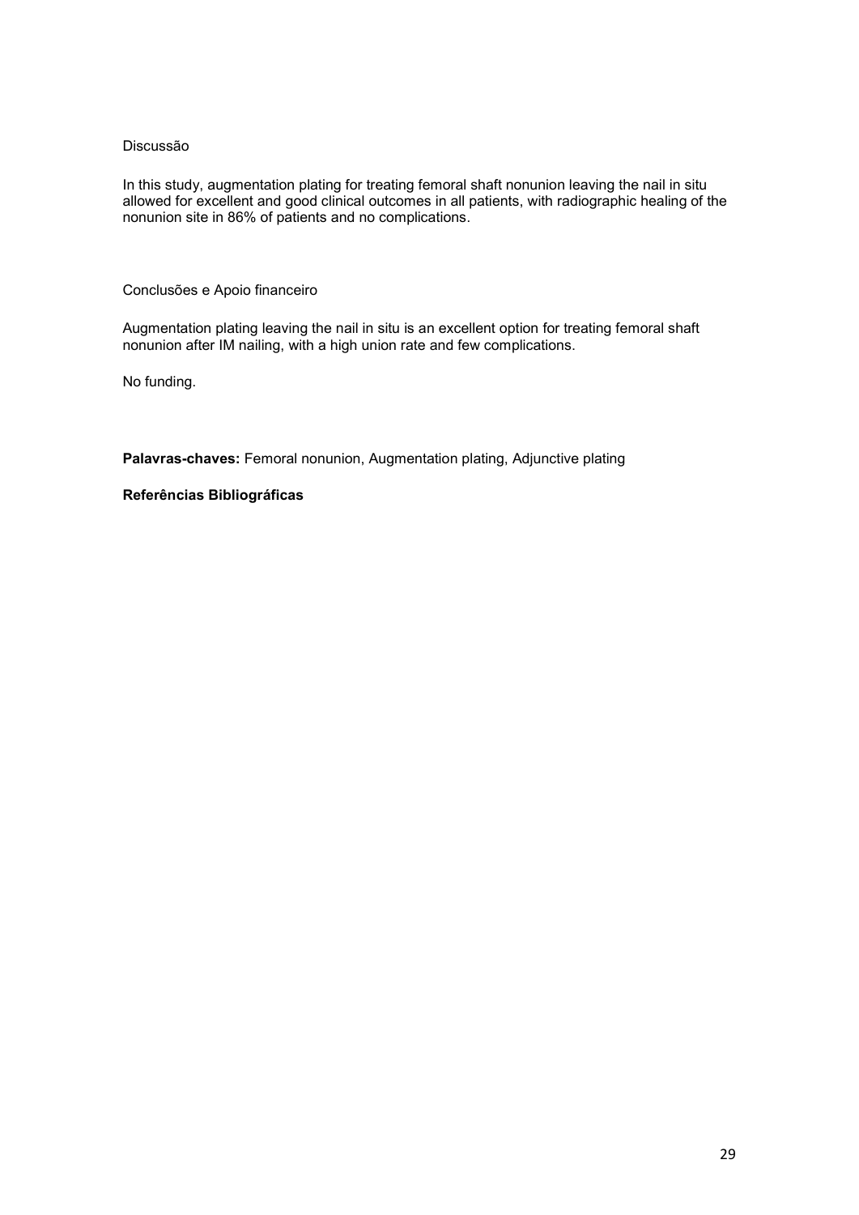Discussão

In this study, augmentation plating for treating femoral shaft nonunion leaving the nail in situ allowed for excellent and good clinical outcomes in all patients, with radiographic healing of the nonunion site in 86% of patients and no complications.

Conclusões e Apoio financeiro

Augmentation plating leaving the nail in situ is an excellent option for treating femoral shaft nonunion after IM nailing, with a high union rate and few complications.

No funding.

**Palavras-chaves:** Femoral nonunion, Augmentation plating, Adjunctive plating

**Referências Bibliográficas**